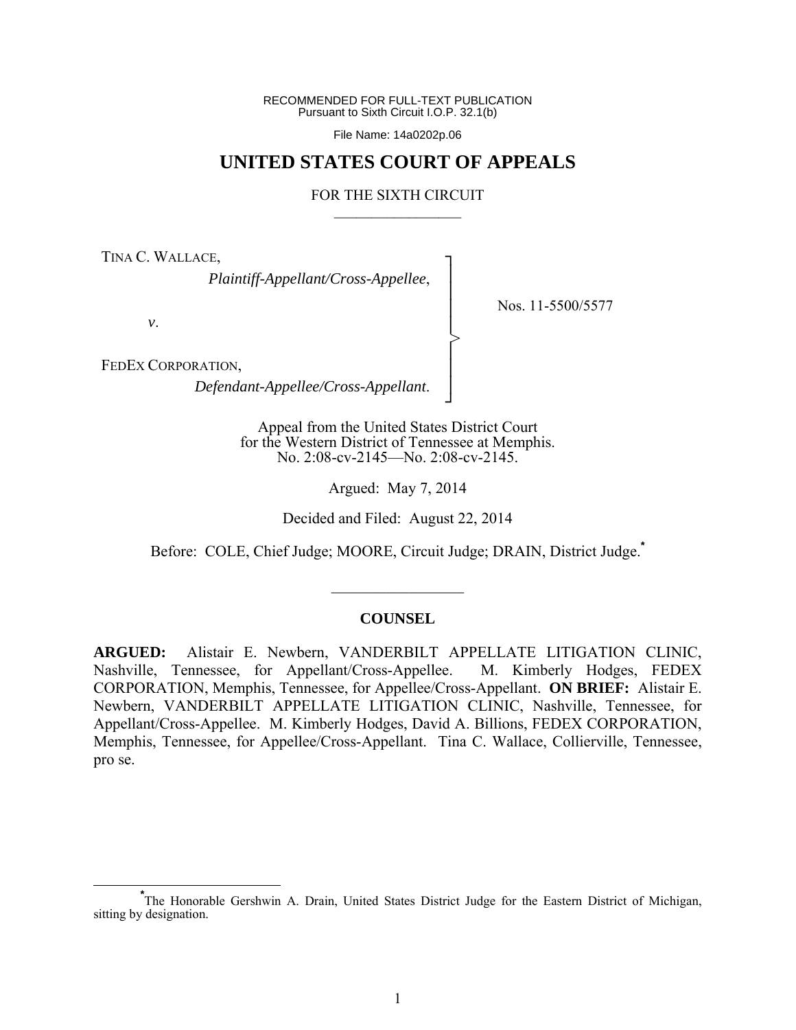RECOMMENDED FOR FULL-TEXT PUBLICATION
Pursuant to Sixth Circuit I.O.P. 32.1(b)

File Name: 14a0202p.06

# UNITED STATES COURT OF APPEALS

## FOR THE SIXTH CIRCUIT

TINA C. WALLACE,
*Plaintiff-Appellant/Cross-Appellee*,

*v*.

FEDEX CORPORATION,
*Defendant-Appellee/Cross-Appellant*.

Nos. 11-5500/5577

Appeal from the United States District Court
for the Western District of Tennessee at Memphis.
No. 2:08-cv-2145—No. 2:08-cv-2145.

Argued: May 7, 2014

Decided and Filed: August 22, 2014

Before: COLE, Chief Judge; MOORE, Circuit Judge; DRAIN, District Judge.*

### COUNSEL

**ARGUED:** Alistair E. Newbern, VANDERBILT APPELLATE LITIGATION CLINIC, Nashville, Tennessee, for Appellant/Cross-Appellee. M. Kimberly Hodges, FEDEX CORPORATION, Memphis, Tennessee, for Appellee/Cross-Appellant. **ON BRIEF:** Alistair E. Newbern, VANDERBILT APPELLATE LITIGATION CLINIC, Nashville, Tennessee, for Appellant/Cross-Appellee. M. Kimberly Hodges, David A. Billions, FEDEX CORPORATION, Memphis, Tennessee, for Appellee/Cross-Appellant. Tina C. Wallace, Collierville, Tennessee, pro se.

*The Honorable Gershwin A. Drain, United States District Judge for the Eastern District of Michigan, sitting by designation.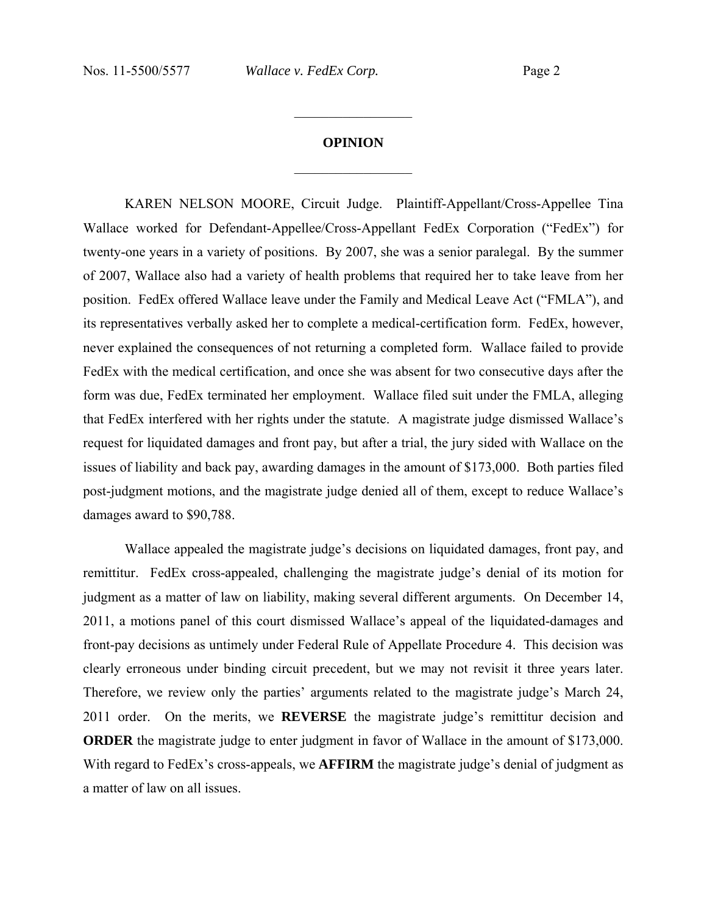## OPINION

KAREN NELSON MOORE, Circuit Judge. Plaintiff-Appellant/Cross-Appellee Tina Wallace worked for Defendant-Appellee/Cross-Appellant FedEx Corporation ("FedEx") for twenty-one years in a variety of positions. By 2007, she was a senior paralegal. By the summer of 2007, Wallace also had a variety of health problems that required her to take leave from her position. FedEx offered Wallace leave under the Family and Medical Leave Act ("FMLA"), and its representatives verbally asked her to complete a medical-certification form. FedEx, however, never explained the consequences of not returning a completed form. Wallace failed to provide FedEx with the medical certification, and once she was absent for two consecutive days after the form was due, FedEx terminated her employment. Wallace filed suit under the FMLA, alleging that FedEx interfered with her rights under the statute. A magistrate judge dismissed Wallace's request for liquidated damages and front pay, but after a trial, the jury sided with Wallace on the issues of liability and back pay, awarding damages in the amount of $173,000. Both parties filed post-judgment motions, and the magistrate judge denied all of them, except to reduce Wallace's damages award to $90,788.

Wallace appealed the magistrate judge's decisions on liquidated damages, front pay, and remittitur. FedEx cross-appealed, challenging the magistrate judge's denial of its motion for judgment as a matter of law on liability, making several different arguments. On December 14, 2011, a motions panel of this court dismissed Wallace's appeal of the liquidated-damages and front-pay decisions as untimely under Federal Rule of Appellate Procedure 4. This decision was clearly erroneous under binding circuit precedent, but we may not revisit it three years later. Therefore, we review only the parties' arguments related to the magistrate judge's March 24, 2011 order. On the merits, we **REVERSE** the magistrate judge's remittitur decision and **ORDER** the magistrate judge to enter judgment in favor of Wallace in the amount of $173,000. With regard to FedEx's cross-appeals, we **AFFIRM** the magistrate judge's denial of judgment as a matter of law on all issues.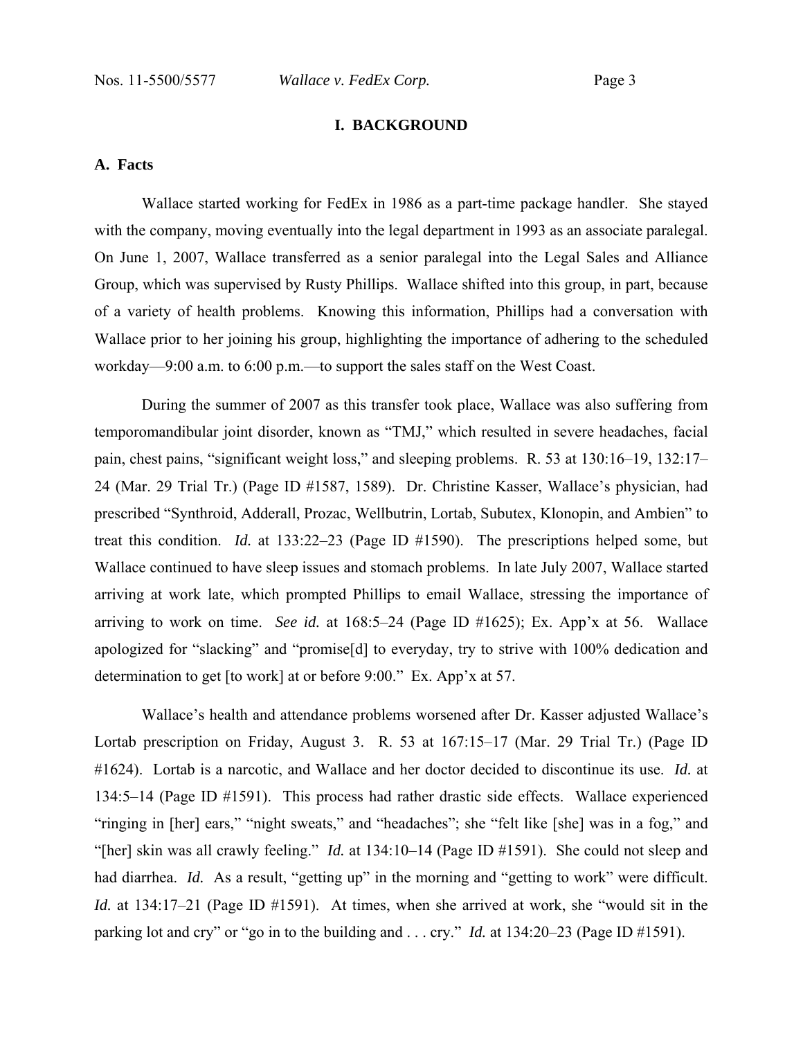## I. BACKGROUND

### A. Facts

Wallace started working for FedEx in 1986 as a part-time package handler. She stayed with the company, moving eventually into the legal department in 1993 as an associate paralegal. On June 1, 2007, Wallace transferred as a senior paralegal into the Legal Sales and Alliance Group, which was supervised by Rusty Phillips. Wallace shifted into this group, in part, because of a variety of health problems. Knowing this information, Phillips had a conversation with Wallace prior to her joining his group, highlighting the importance of adhering to the scheduled workday—9:00 a.m. to 6:00 p.m.—to support the sales staff on the West Coast.

During the summer of 2007 as this transfer took place, Wallace was also suffering from temporomandibular joint disorder, known as "TMJ," which resulted in severe headaches, facial pain, chest pains, "significant weight loss," and sleeping problems. R. 53 at 130:16–19, 132:17–24 (Mar. 29 Trial Tr.) (Page ID #1587, 1589). Dr. Christine Kasser, Wallace's physician, had prescribed "Synthroid, Adderall, Prozac, Wellbutrin, Lortab, Subutex, Klonopin, and Ambien" to treat this condition. *Id.* at 133:22–23 (Page ID #1590). The prescriptions helped some, but Wallace continued to have sleep issues and stomach problems. In late July 2007, Wallace started arriving at work late, which prompted Phillips to email Wallace, stressing the importance of arriving to work on time. *See id.* at 168:5–24 (Page ID #1625); Ex. App'x at 56. Wallace apologized for "slacking" and "promise[d] to everyday, try to strive with 100% dedication and determination to get [to work] at or before 9:00." Ex. App'x at 57.

Wallace's health and attendance problems worsened after Dr. Kasser adjusted Wallace's Lortab prescription on Friday, August 3. R. 53 at 167:15–17 (Mar. 29 Trial Tr.) (Page ID #1624). Lortab is a narcotic, and Wallace and her doctor decided to discontinue its use. *Id.* at 134:5–14 (Page ID #1591). This process had rather drastic side effects. Wallace experienced "ringing in [her] ears," "night sweats," and "headaches"; she "felt like [she] was in a fog," and "[her] skin was all crawly feeling." *Id.* at 134:10–14 (Page ID #1591). She could not sleep and had diarrhea. *Id.* As a result, "getting up" in the morning and "getting to work" were difficult. *Id.* at 134:17–21 (Page ID #1591). At times, when she arrived at work, she "would sit in the parking lot and cry" or "go in to the building and . . . cry." *Id.* at 134:20–23 (Page ID #1591).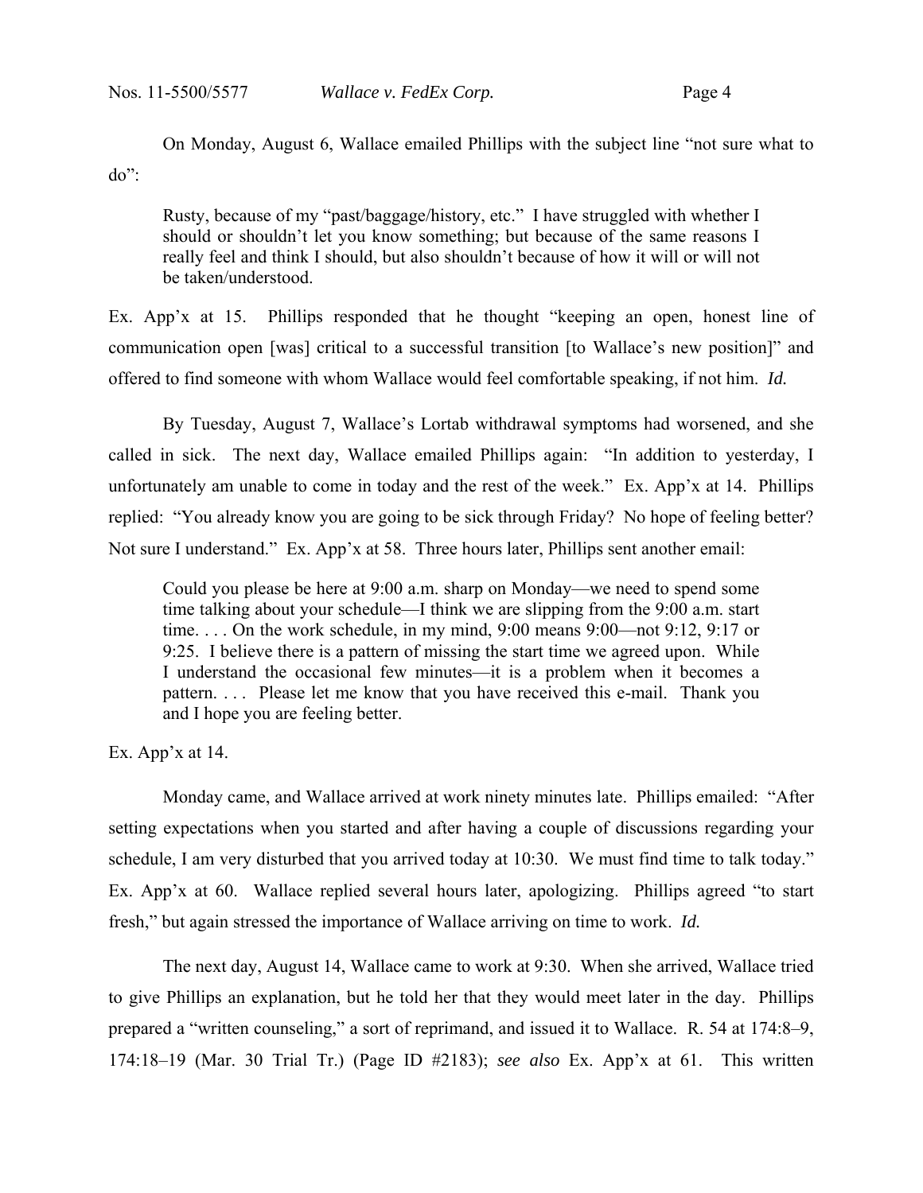On Monday, August 6, Wallace emailed Phillips with the subject line "not sure what to do":

> Rusty, because of my "past/baggage/history, etc." I have struggled with whether I should or shouldn't let you know something; but because of the same reasons I really feel and think I should, but also shouldn't because of how it will or will not be taken/understood.

Ex. App'x at 15. Phillips responded that he thought "keeping an open, honest line of communication open [was] critical to a successful transition [to Wallace's new position]" and offered to find someone with whom Wallace would feel comfortable speaking, if not him. *Id.*

By Tuesday, August 7, Wallace's Lortab withdrawal symptoms had worsened, and she called in sick. The next day, Wallace emailed Phillips again: "In addition to yesterday, I unfortunately am unable to come in today and the rest of the week." Ex. App'x at 14. Phillips replied: "You already know you are going to be sick through Friday? No hope of feeling better? Not sure I understand." Ex. App'x at 58. Three hours later, Phillips sent another email:

> Could you please be here at 9:00 a.m. sharp on Monday—we need to spend some time talking about your schedule—I think we are slipping from the 9:00 a.m. start time. . . . On the work schedule, in my mind, 9:00 means 9:00—not 9:12, 9:17 or 9:25. I believe there is a pattern of missing the start time we agreed upon. While I understand the occasional few minutes—it is a problem when it becomes a pattern. . . . Please let me know that you have received this e-mail. Thank you and I hope you are feeling better.

Ex. App'x at 14.

Monday came, and Wallace arrived at work ninety minutes late. Phillips emailed: "After setting expectations when you started and after having a couple of discussions regarding your schedule, I am very disturbed that you arrived today at 10:30. We must find time to talk today." Ex. App'x at 60. Wallace replied several hours later, apologizing. Phillips agreed "to start fresh," but again stressed the importance of Wallace arriving on time to work. *Id.*

The next day, August 14, Wallace came to work at 9:30. When she arrived, Wallace tried to give Phillips an explanation, but he told her that they would meet later in the day. Phillips prepared a "written counseling," a sort of reprimand, and issued it to Wallace. R. 54 at 174:8–9, 174:18–19 (Mar. 30 Trial Tr.) (Page ID #2183); *see also* Ex. App'x at 61. This written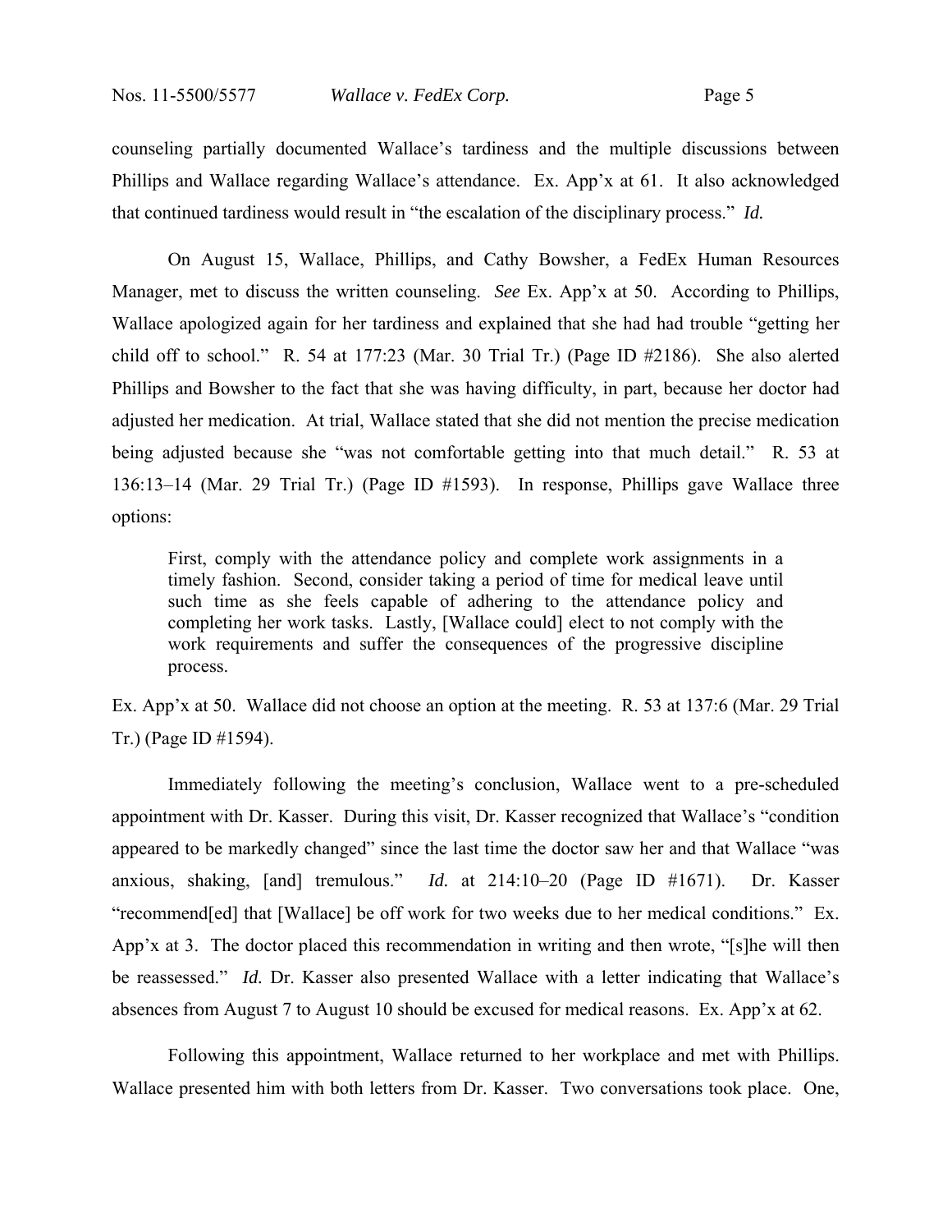counseling partially documented Wallace's tardiness and the multiple discussions between Phillips and Wallace regarding Wallace's attendance. Ex. App'x at 61. It also acknowledged that continued tardiness would result in "the escalation of the disciplinary process." *Id.*

On August 15, Wallace, Phillips, and Cathy Bowsher, a FedEx Human Resources Manager, met to discuss the written counseling. *See* Ex. App'x at 50. According to Phillips, Wallace apologized again for her tardiness and explained that she had had trouble "getting her child off to school." R. 54 at 177:23 (Mar. 30 Trial Tr.) (Page ID #2186). She also alerted Phillips and Bowsher to the fact that she was having difficulty, in part, because her doctor had adjusted her medication. At trial, Wallace stated that she did not mention the precise medication being adjusted because she "was not comfortable getting into that much detail." R. 53 at 136:13–14 (Mar. 29 Trial Tr.) (Page ID #1593). In response, Phillips gave Wallace three options:

> First, comply with the attendance policy and complete work assignments in a timely fashion. Second, consider taking a period of time for medical leave until such time as she feels capable of adhering to the attendance policy and completing her work tasks. Lastly, [Wallace could] elect to not comply with the work requirements and suffer the consequences of the progressive discipline process.

Ex. App'x at 50. Wallace did not choose an option at the meeting. R. 53 at 137:6 (Mar. 29 Trial Tr.) (Page ID #1594).

Immediately following the meeting's conclusion, Wallace went to a pre-scheduled appointment with Dr. Kasser. During this visit, Dr. Kasser recognized that Wallace's "condition appeared to be markedly changed" since the last time the doctor saw her and that Wallace "was anxious, shaking, [and] tremulous." *Id.* at 214:10–20 (Page ID #1671). Dr. Kasser "recommend[ed] that [Wallace] be off work for two weeks due to her medical conditions." Ex. App'x at 3. The doctor placed this recommendation in writing and then wrote, "[s]he will then be reassessed." *Id.* Dr. Kasser also presented Wallace with a letter indicating that Wallace's absences from August 7 to August 10 should be excused for medical reasons. Ex. App'x at 62.

Following this appointment, Wallace returned to her workplace and met with Phillips. Wallace presented him with both letters from Dr. Kasser. Two conversations took place. One,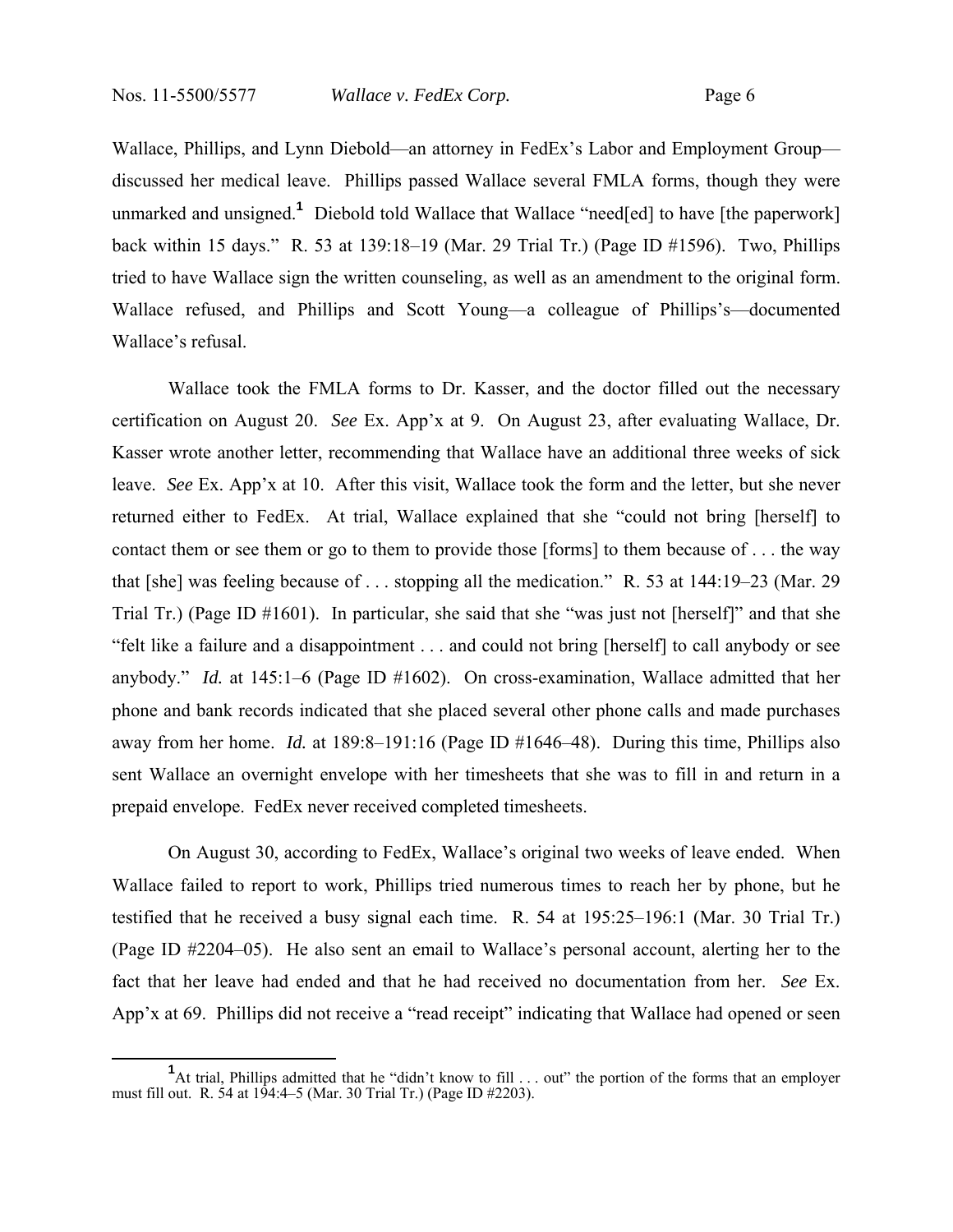Wallace, Phillips, and Lynn Diebold—an attorney in FedEx's Labor and Employment Group—discussed her medical leave. Phillips passed Wallace several FMLA forms, though they were unmarked and unsigned.[1] Diebold told Wallace that Wallace "need[ed] to have [the paperwork] back within 15 days." R. 53 at 139:18–19 (Mar. 29 Trial Tr.) (Page ID #1596). Two, Phillips tried to have Wallace sign the written counseling, as well as an amendment to the original form. Wallace refused, and Phillips and Scott Young—a colleague of Phillips's—documented Wallace's refusal.

Wallace took the FMLA forms to Dr. Kasser, and the doctor filled out the necessary certification on August 20. *See* Ex. App'x at 9. On August 23, after evaluating Wallace, Dr. Kasser wrote another letter, recommending that Wallace have an additional three weeks of sick leave. *See* Ex. App'x at 10. After this visit, Wallace took the form and the letter, but she never returned either to FedEx. At trial, Wallace explained that she "could not bring [herself] to contact them or see them or go to them to provide those [forms] to them because of . . . the way that [she] was feeling because of . . . stopping all the medication." R. 53 at 144:19–23 (Mar. 29 Trial Tr.) (Page ID #1601). In particular, she said that she "was just not [herself]" and that she "felt like a failure and a disappointment . . . and could not bring [herself] to call anybody or see anybody." *Id.* at 145:1–6 (Page ID #1602). On cross-examination, Wallace admitted that her phone and bank records indicated that she placed several other phone calls and made purchases away from her home. *Id.* at 189:8–191:16 (Page ID #1646–48). During this time, Phillips also sent Wallace an overnight envelope with her timesheets that she was to fill in and return in a prepaid envelope. FedEx never received completed timesheets.

On August 30, according to FedEx, Wallace's original two weeks of leave ended. When Wallace failed to report to work, Phillips tried numerous times to reach her by phone, but he testified that he received a busy signal each time. R. 54 at 195:25–196:1 (Mar. 30 Trial Tr.) (Page ID #2204–05). He also sent an email to Wallace's personal account, alerting her to the fact that her leave had ended and that he had received no documentation from her. *See* Ex. App'x at 69. Phillips did not receive a "read receipt" indicating that Wallace had opened or seen

[1] At trial, Phillips admitted that he "didn't know to fill . . . out" the portion of the forms that an employer must fill out. R. 54 at 194:4–5 (Mar. 30 Trial Tr.) (Page ID #2203).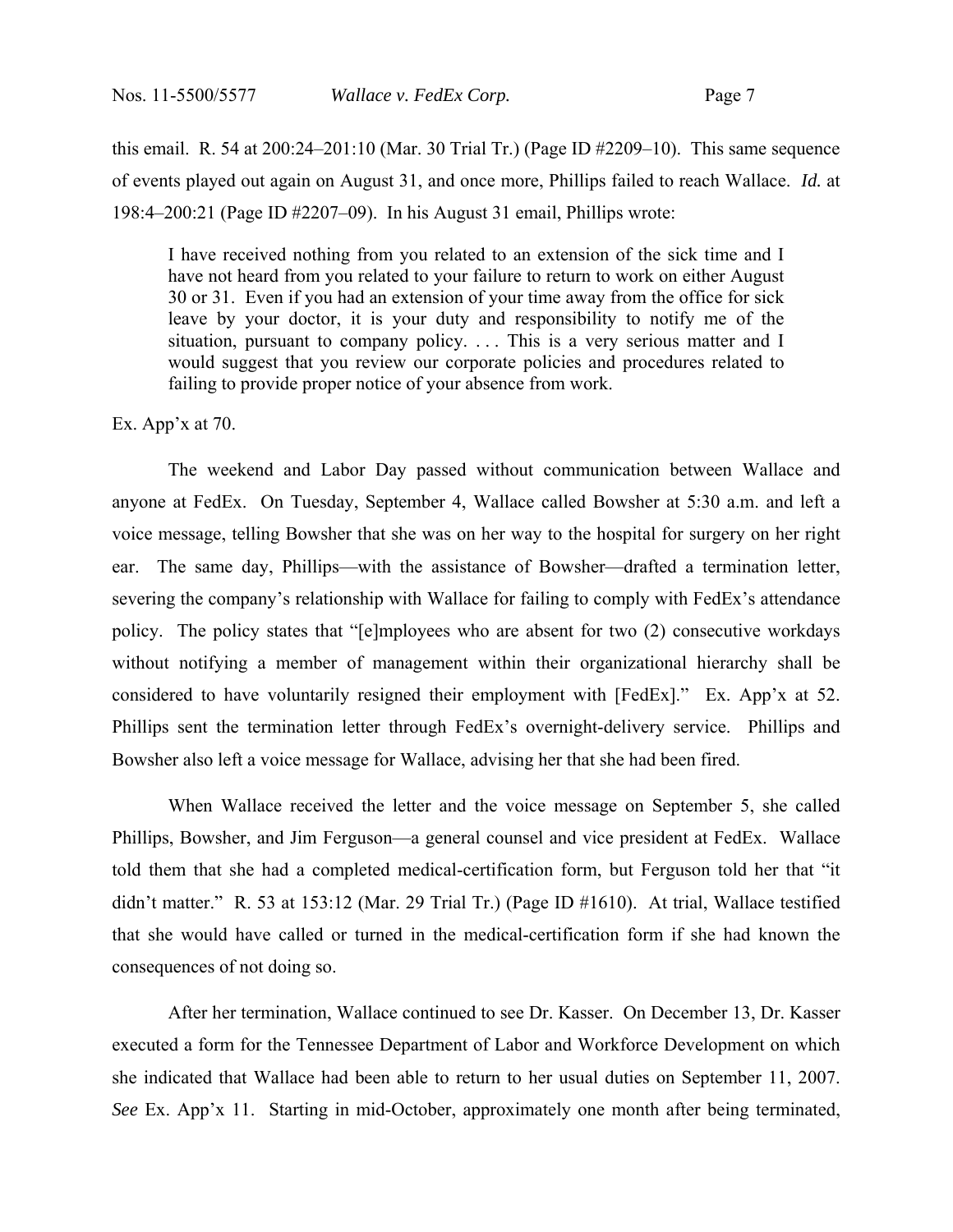this email. R. 54 at 200:24–201:10 (Mar. 30 Trial Tr.) (Page ID #2209–10). This same sequence of events played out again on August 31, and once more, Phillips failed to reach Wallace. *Id.* at 198:4–200:21 (Page ID #2207–09). In his August 31 email, Phillips wrote:

> I have received nothing from you related to an extension of the sick time and I have not heard from you related to your failure to return to work on either August 30 or 31. Even if you had an extension of your time away from the office for sick leave by your doctor, it is your duty and responsibility to notify me of the situation, pursuant to company policy. . . . This is a very serious matter and I would suggest that you review our corporate policies and procedures related to failing to provide proper notice of your absence from work.

Ex. App'x at 70.

The weekend and Labor Day passed without communication between Wallace and anyone at FedEx. On Tuesday, September 4, Wallace called Bowsher at 5:30 a.m. and left a voice message, telling Bowsher that she was on her way to the hospital for surgery on her right ear. The same day, Phillips—with the assistance of Bowsher—drafted a termination letter, severing the company's relationship with Wallace for failing to comply with FedEx's attendance policy. The policy states that "[e]mployees who are absent for two (2) consecutive workdays without notifying a member of management within their organizational hierarchy shall be considered to have voluntarily resigned their employment with [FedEx]." Ex. App'x at 52. Phillips sent the termination letter through FedEx's overnight-delivery service. Phillips and Bowsher also left a voice message for Wallace, advising her that she had been fired.

When Wallace received the letter and the voice message on September 5, she called Phillips, Bowsher, and Jim Ferguson—a general counsel and vice president at FedEx. Wallace told them that she had a completed medical-certification form, but Ferguson told her that "it didn't matter." R. 53 at 153:12 (Mar. 29 Trial Tr.) (Page ID #1610). At trial, Wallace testified that she would have called or turned in the medical-certification form if she had known the consequences of not doing so.

After her termination, Wallace continued to see Dr. Kasser. On December 13, Dr. Kasser executed a form for the Tennessee Department of Labor and Workforce Development on which she indicated that Wallace had been able to return to her usual duties on September 11, 2007. *See* Ex. App'x 11. Starting in mid-October, approximately one month after being terminated,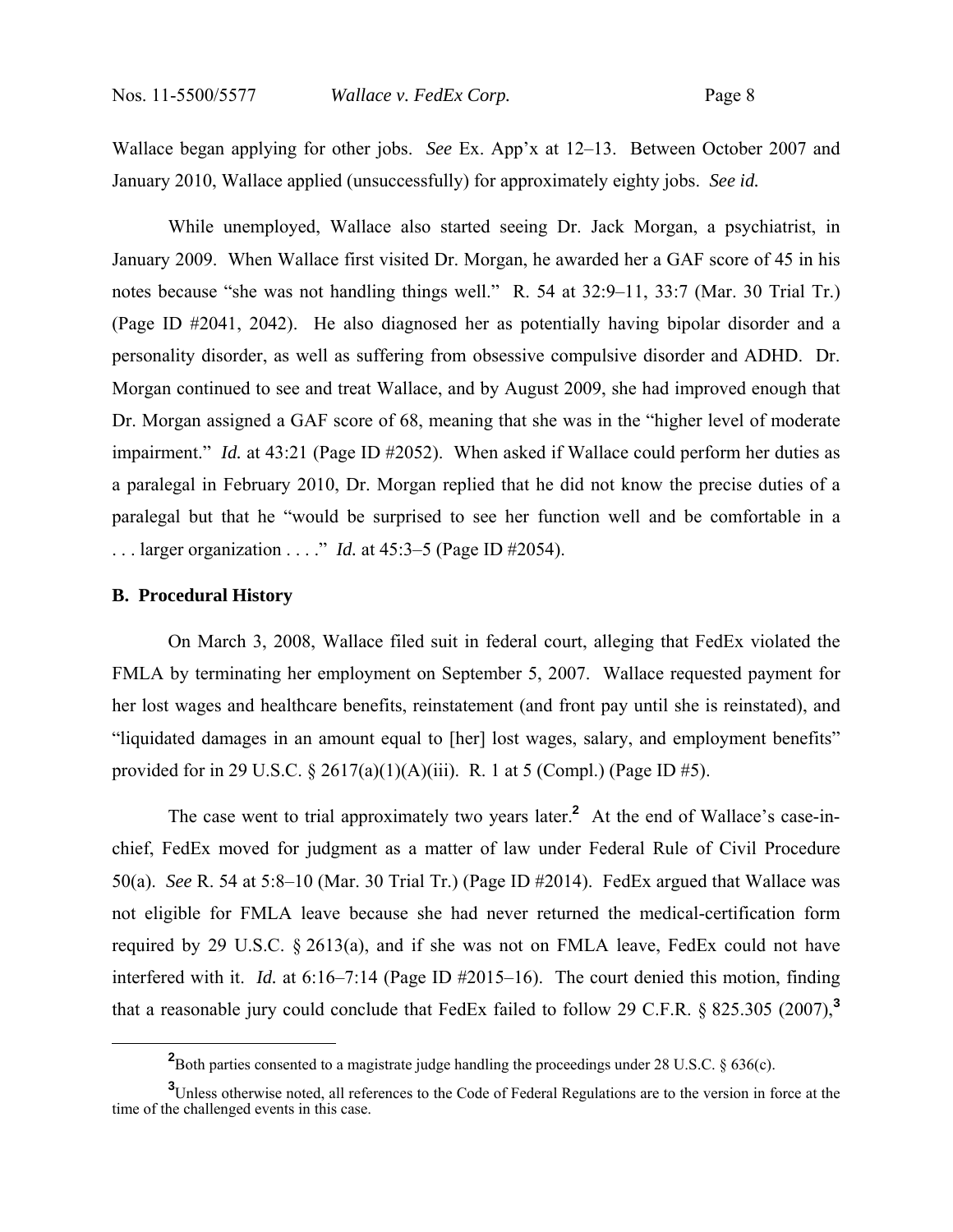Wallace began applying for other jobs. *See* Ex. App'x at 12–13. Between October 2007 and January 2010, Wallace applied (unsuccessfully) for approximately eighty jobs. *See id.*

While unemployed, Wallace also started seeing Dr. Jack Morgan, a psychiatrist, in January 2009. When Wallace first visited Dr. Morgan, he awarded her a GAF score of 45 in his notes because "she was not handling things well." R. 54 at 32:9–11, 33:7 (Mar. 30 Trial Tr.) (Page ID #2041, 2042). He also diagnosed her as potentially having bipolar disorder and a personality disorder, as well as suffering from obsessive compulsive disorder and ADHD. Dr. Morgan continued to see and treat Wallace, and by August 2009, she had improved enough that Dr. Morgan assigned a GAF score of 68, meaning that she was in the "higher level of moderate impairment." *Id.* at 43:21 (Page ID #2052). When asked if Wallace could perform her duties as a paralegal in February 2010, Dr. Morgan replied that he did not know the precise duties of a paralegal but that he "would be surprised to see her function well and be comfortable in a . . . larger organization . . . ." *Id.* at 45:3–5 (Page ID #2054).

**B. Procedural History**

On March 3, 2008, Wallace filed suit in federal court, alleging that FedEx violated the FMLA by terminating her employment on September 5, 2007. Wallace requested payment for her lost wages and healthcare benefits, reinstatement (and front pay until she is reinstated), and "liquidated damages in an amount equal to [her] lost wages, salary, and employment benefits" provided for in 29 U.S.C. § 2617(a)(1)(A)(iii). R. 1 at 5 (Compl.) (Page ID #5).

The case went to trial approximately two years later.[2] At the end of Wallace's case-in-chief, FedEx moved for judgment as a matter of law under Federal Rule of Civil Procedure 50(a). *See* R. 54 at 5:8–10 (Mar. 30 Trial Tr.) (Page ID #2014). FedEx argued that Wallace was not eligible for FMLA leave because she had never returned the medical-certification form required by 29 U.S.C. § 2613(a), and if she was not on FMLA leave, FedEx could not have interfered with it. *Id.* at 6:16–7:14 (Page ID #2015–16). The court denied this motion, finding that a reasonable jury could conclude that FedEx failed to follow 29 C.F.R. § 825.305 (2007),[3]

[2] Both parties consented to a magistrate judge handling the proceedings under 28 U.S.C. § 636(c).

[3] Unless otherwise noted, all references to the Code of Federal Regulations are to the version in force at the time of the challenged events in this case.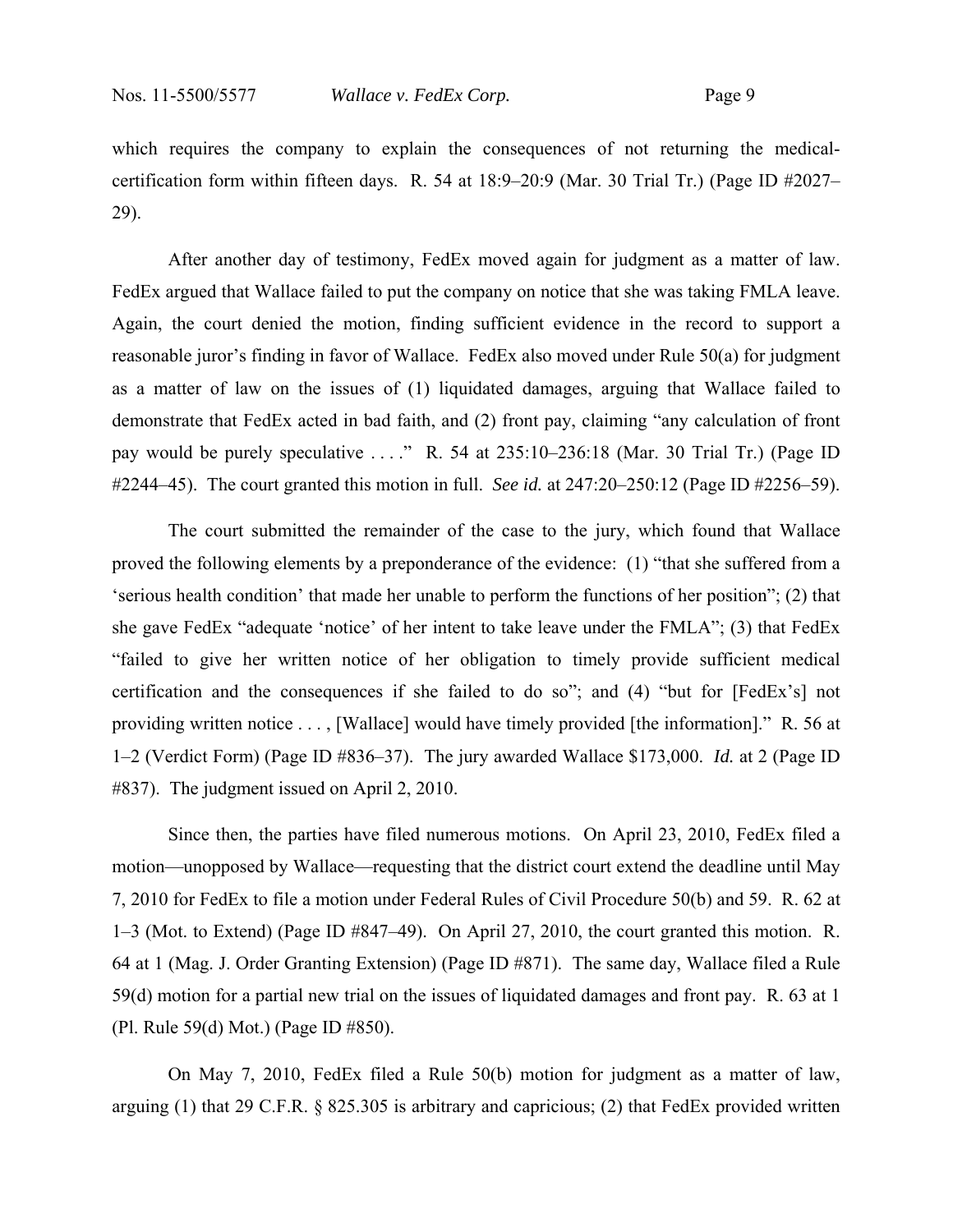which requires the company to explain the consequences of not returning the medical-certification form within fifteen days. R. 54 at 18:9–20:9 (Mar. 30 Trial Tr.) (Page ID #2027–29).

After another day of testimony, FedEx moved again for judgment as a matter of law. FedEx argued that Wallace failed to put the company on notice that she was taking FMLA leave. Again, the court denied the motion, finding sufficient evidence in the record to support a reasonable juror's finding in favor of Wallace. FedEx also moved under Rule 50(a) for judgment as a matter of law on the issues of (1) liquidated damages, arguing that Wallace failed to demonstrate that FedEx acted in bad faith, and (2) front pay, claiming "any calculation of front pay would be purely speculative . . . ." R. 54 at 235:10–236:18 (Mar. 30 Trial Tr.) (Page ID #2244–45). The court granted this motion in full. *See id.* at 247:20–250:12 (Page ID #2256–59).

The court submitted the remainder of the case to the jury, which found that Wallace proved the following elements by a preponderance of the evidence: (1) "that she suffered from a 'serious health condition' that made her unable to perform the functions of her position"; (2) that she gave FedEx "adequate 'notice' of her intent to take leave under the FMLA"; (3) that FedEx "failed to give her written notice of her obligation to timely provide sufficient medical certification and the consequences if she failed to do so"; and (4) "but for [FedEx's] not providing written notice . . . , [Wallace] would have timely provided [the information]." R. 56 at 1–2 (Verdict Form) (Page ID #836–37). The jury awarded Wallace $173,000. *Id.* at 2 (Page ID #837). The judgment issued on April 2, 2010.

Since then, the parties have filed numerous motions. On April 23, 2010, FedEx filed a motion—unopposed by Wallace—requesting that the district court extend the deadline until May 7, 2010 for FedEx to file a motion under Federal Rules of Civil Procedure 50(b) and 59. R. 62 at 1–3 (Mot. to Extend) (Page ID #847–49). On April 27, 2010, the court granted this motion. R. 64 at 1 (Mag. J. Order Granting Extension) (Page ID #871). The same day, Wallace filed a Rule 59(d) motion for a partial new trial on the issues of liquidated damages and front pay. R. 63 at 1 (Pl. Rule 59(d) Mot.) (Page ID #850).

On May 7, 2010, FedEx filed a Rule 50(b) motion for judgment as a matter of law, arguing (1) that 29 C.F.R. § 825.305 is arbitrary and capricious; (2) that FedEx provided written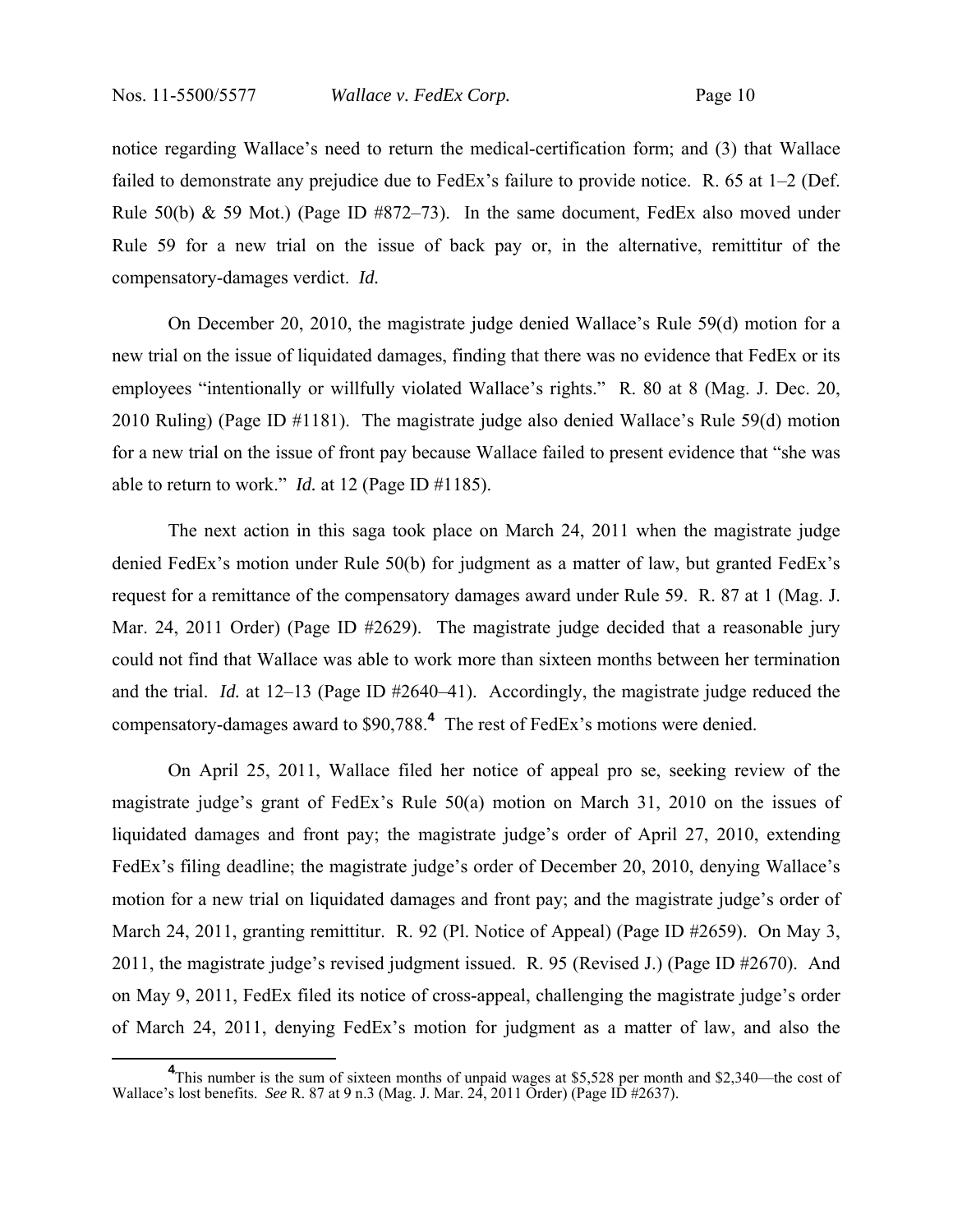notice regarding Wallace's need to return the medical-certification form; and (3) that Wallace failed to demonstrate any prejudice due to FedEx's failure to provide notice. R. 65 at 1–2 (Def. Rule 50(b) & 59 Mot.) (Page ID #872–73). In the same document, FedEx also moved under Rule 59 for a new trial on the issue of back pay or, in the alternative, remittitur of the compensatory-damages verdict. *Id.*

On December 20, 2010, the magistrate judge denied Wallace's Rule 59(d) motion for a new trial on the issue of liquidated damages, finding that there was no evidence that FedEx or its employees "intentionally or willfully violated Wallace's rights." R. 80 at 8 (Mag. J. Dec. 20, 2010 Ruling) (Page ID #1181). The magistrate judge also denied Wallace's Rule 59(d) motion for a new trial on the issue of front pay because Wallace failed to present evidence that "she was able to return to work." *Id.* at 12 (Page ID #1185).

The next action in this saga took place on March 24, 2011 when the magistrate judge denied FedEx's motion under Rule 50(b) for judgment as a matter of law, but granted FedEx's request for a remittance of the compensatory damages award under Rule 59. R. 87 at 1 (Mag. J. Mar. 24, 2011 Order) (Page ID #2629). The magistrate judge decided that a reasonable jury could not find that Wallace was able to work more than sixteen months between her termination and the trial. *Id.* at 12–13 (Page ID #2640–41). Accordingly, the magistrate judge reduced the compensatory-damages award to $90,788.[4] The rest of FedEx's motions were denied.

On April 25, 2011, Wallace filed her notice of appeal pro se, seeking review of the magistrate judge's grant of FedEx's Rule 50(a) motion on March 31, 2010 on the issues of liquidated damages and front pay; the magistrate judge's order of April 27, 2010, extending FedEx's filing deadline; the magistrate judge's order of December 20, 2010, denying Wallace's motion for a new trial on liquidated damages and front pay; and the magistrate judge's order of March 24, 2011, granting remittitur. R. 92 (Pl. Notice of Appeal) (Page ID #2659). On May 3, 2011, the magistrate judge's revised judgment issued. R. 95 (Revised J.) (Page ID #2670). And on May 9, 2011, FedEx filed its notice of cross-appeal, challenging the magistrate judge's order of March 24, 2011, denying FedEx's motion for judgment as a matter of law, and also the

[4] This number is the sum of sixteen months of unpaid wages at $5,528 per month and $2,340—the cost of Wallace's lost benefits. *See* R. 87 at 9 n.3 (Mag. J. Mar. 24, 2011 Order) (Page ID #2637).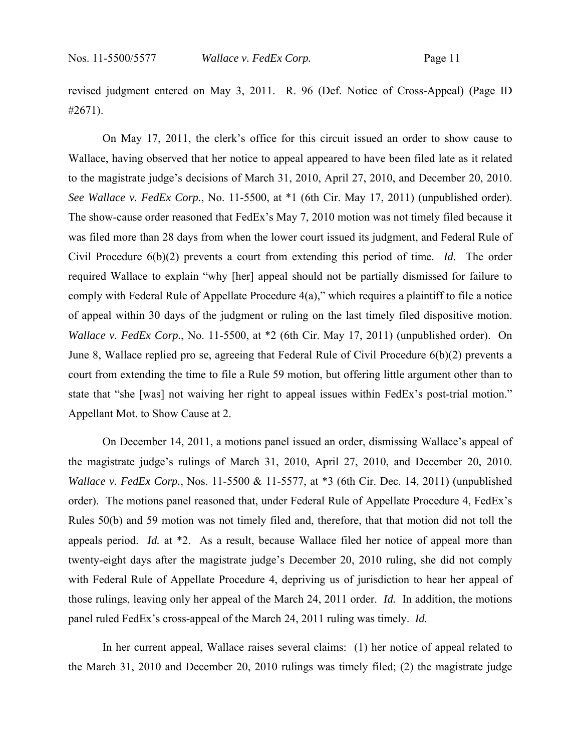revised judgment entered on May 3, 2011. R. 96 (Def. Notice of Cross-Appeal) (Page ID #2671).

On May 17, 2011, the clerk's office for this circuit issued an order to show cause to Wallace, having observed that her notice to appeal appeared to have been filed late as it related to the magistrate judge's decisions of March 31, 2010, April 27, 2010, and December 20, 2010. *See Wallace v. FedEx Corp.*, No. 11-5500, at *1 (6th Cir. May 17, 2011) (unpublished order). The show-cause order reasoned that FedEx's May 7, 2010 motion was not timely filed because it was filed more than 28 days from when the lower court issued its judgment, and Federal Rule of Civil Procedure 6(b)(2) prevents a court from extending this period of time. *Id.* The order required Wallace to explain "why [her] appeal should not be partially dismissed for failure to comply with Federal Rule of Appellate Procedure 4(a)," which requires a plaintiff to file a notice of appeal within 30 days of the judgment or ruling on the last timely filed dispositive motion. *Wallace v. FedEx Corp.*, No. 11-5500, at *2 (6th Cir. May 17, 2011) (unpublished order). On June 8, Wallace replied pro se, agreeing that Federal Rule of Civil Procedure 6(b)(2) prevents a court from extending the time to file a Rule 59 motion, but offering little argument other than to state that "she [was] not waiving her right to appeal issues within FedEx's post-trial motion." Appellant Mot. to Show Cause at 2.

On December 14, 2011, a motions panel issued an order, dismissing Wallace's appeal of the magistrate judge's rulings of March 31, 2010, April 27, 2010, and December 20, 2010. *Wallace v. FedEx Corp.*, Nos. 11-5500 & 11-5577, at *3 (6th Cir. Dec. 14, 2011) (unpublished order). The motions panel reasoned that, under Federal Rule of Appellate Procedure 4, FedEx's Rules 50(b) and 59 motion was not timely filed and, therefore, that that motion did not toll the appeals period. *Id.* at *2. As a result, because Wallace filed her notice of appeal more than twenty-eight days after the magistrate judge's December 20, 2010 ruling, she did not comply with Federal Rule of Appellate Procedure 4, depriving us of jurisdiction to hear her appeal of those rulings, leaving only her appeal of the March 24, 2011 order. *Id.* In addition, the motions panel ruled FedEx's cross-appeal of the March 24, 2011 ruling was timely. *Id.*

In her current appeal, Wallace raises several claims: (1) her notice of appeal related to the March 31, 2010 and December 20, 2010 rulings was timely filed; (2) the magistrate judge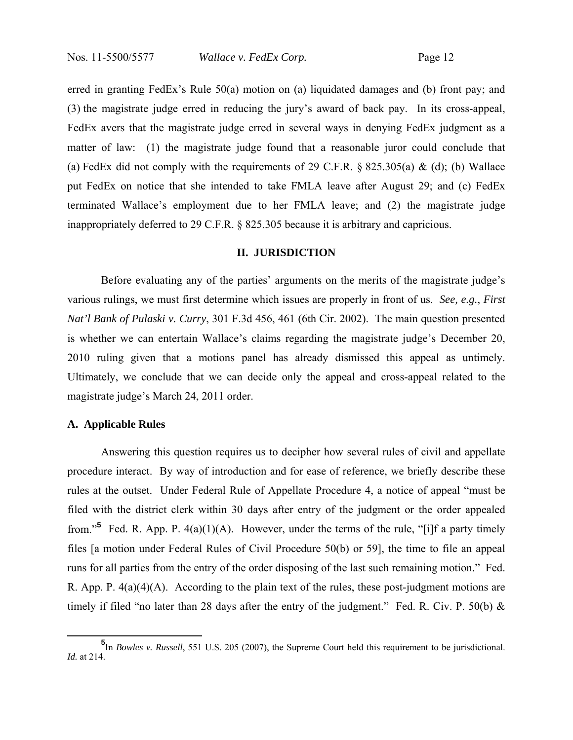erred in granting FedEx's Rule 50(a) motion on (a) liquidated damages and (b) front pay; and (3) the magistrate judge erred in reducing the jury's award of back pay. In its cross-appeal, FedEx avers that the magistrate judge erred in several ways in denying FedEx judgment as a matter of law: (1) the magistrate judge found that a reasonable juror could conclude that (a) FedEx did not comply with the requirements of 29 C.F.R. § 825.305(a) & (d); (b) Wallace put FedEx on notice that she intended to take FMLA leave after August 29; and (c) FedEx terminated Wallace's employment due to her FMLA leave; and (2) the magistrate judge inappropriately deferred to 29 C.F.R. § 825.305 because it is arbitrary and capricious.

## II. JURISDICTION

Before evaluating any of the parties' arguments on the merits of the magistrate judge's various rulings, we must first determine which issues are properly in front of us. *See, e.g.*, *First Nat'l Bank of Pulaski v. Curry*, 301 F.3d 456, 461 (6th Cir. 2002). The main question presented is whether we can entertain Wallace's claims regarding the magistrate judge's December 20, 2010 ruling given that a motions panel has already dismissed this appeal as untimely. Ultimately, we conclude that we can decide only the appeal and cross-appeal related to the magistrate judge's March 24, 2011 order.

### A. Applicable Rules

Answering this question requires us to decipher how several rules of civil and appellate procedure interact. By way of introduction and for ease of reference, we briefly describe these rules at the outset. Under Federal Rule of Appellate Procedure 4, a notice of appeal "must be filed with the district clerk within 30 days after entry of the judgment or the order appealed from."[5] Fed. R. App. P. 4(a)(1)(A). However, under the terms of the rule, "[i]f a party timely files [a motion under Federal Rules of Civil Procedure 50(b) or 59], the time to file an appeal runs for all parties from the entry of the order disposing of the last such remaining motion." Fed. R. App. P. 4(a)(4)(A). According to the plain text of the rules, these post-judgment motions are timely if filed "no later than 28 days after the entry of the judgment." Fed. R. Civ. P. 50(b) &

[5] In *Bowles v. Russell*, 551 U.S. 205 (2007), the Supreme Court held this requirement to be jurisdictional. *Id.* at 214.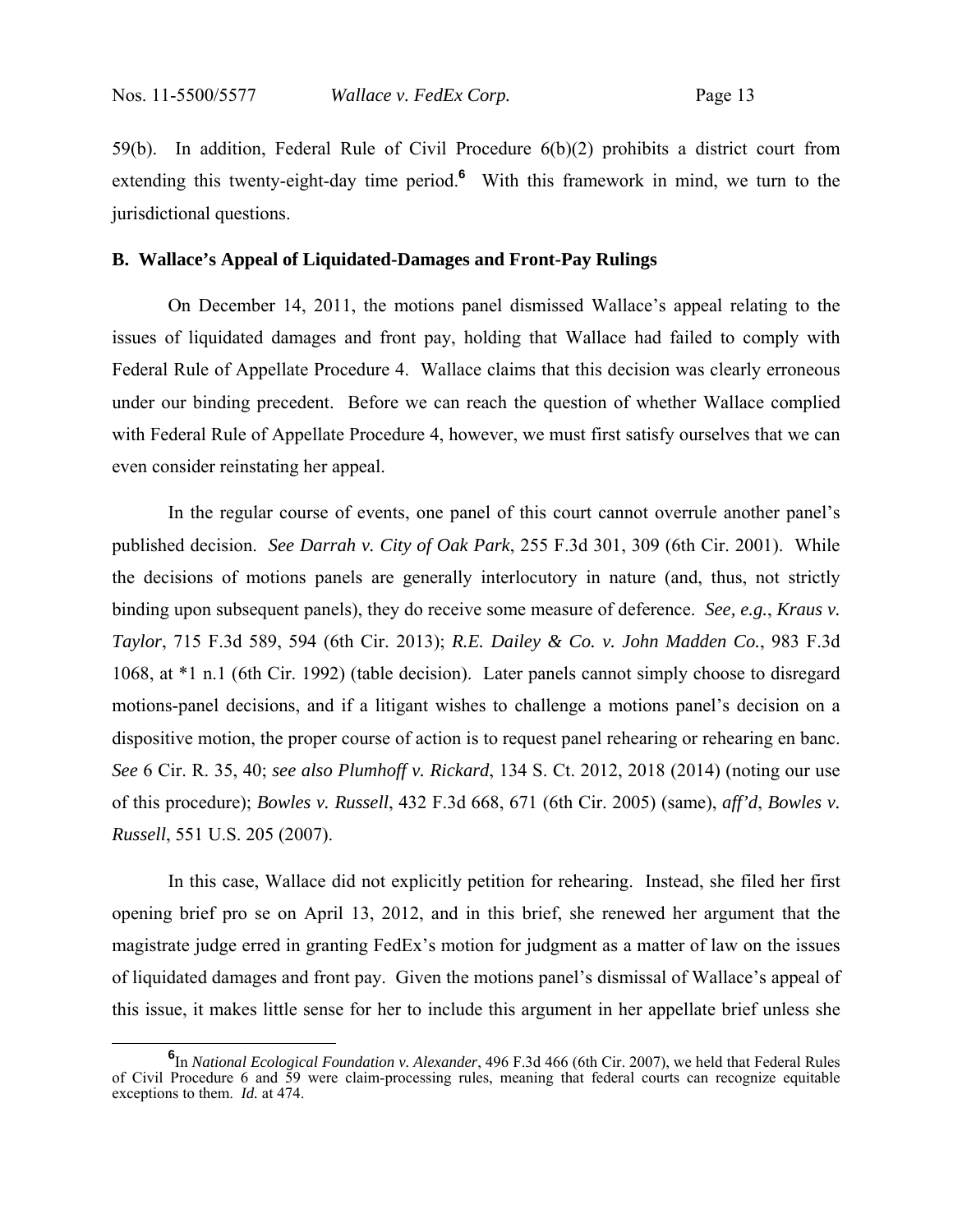59(b). In addition, Federal Rule of Civil Procedure 6(b)(2) prohibits a district court from extending this twenty-eight-day time period.[6] With this framework in mind, we turn to the jurisdictional questions.

**B. Wallace's Appeal of Liquidated-Damages and Front-Pay Rulings**

On December 14, 2011, the motions panel dismissed Wallace's appeal relating to the issues of liquidated damages and front pay, holding that Wallace had failed to comply with Federal Rule of Appellate Procedure 4. Wallace claims that this decision was clearly erroneous under our binding precedent. Before we can reach the question of whether Wallace complied with Federal Rule of Appellate Procedure 4, however, we must first satisfy ourselves that we can even consider reinstating her appeal.

In the regular course of events, one panel of this court cannot overrule another panel's published decision. *See Darrah v. City of Oak Park*, 255 F.3d 301, 309 (6th Cir. 2001). While the decisions of motions panels are generally interlocutory in nature (and, thus, not strictly binding upon subsequent panels), they do receive some measure of deference. *See, e.g.*, *Kraus v. Taylor*, 715 F.3d 589, 594 (6th Cir. 2013); *R.E. Dailey & Co. v. John Madden Co.*, 983 F.3d 1068, at *1 n.1 (6th Cir. 1992) (table decision). Later panels cannot simply choose to disregard motions-panel decisions, and if a litigant wishes to challenge a motions panel's decision on a dispositive motion, the proper course of action is to request panel rehearing or rehearing en banc. *See* 6 Cir. R. 35, 40; *see also Plumhoff v. Rickard*, 134 S. Ct. 2012, 2018 (2014) (noting our use of this procedure); *Bowles v. Russell*, 432 F.3d 668, 671 (6th Cir. 2005) (same), *aff'd*, *Bowles v. Russell*, 551 U.S. 205 (2007).

In this case, Wallace did not explicitly petition for rehearing. Instead, she filed her first opening brief pro se on April 13, 2012, and in this brief, she renewed her argument that the magistrate judge erred in granting FedEx's motion for judgment as a matter of law on the issues of liquidated damages and front pay. Given the motions panel's dismissal of Wallace's appeal of this issue, it makes little sense for her to include this argument in her appellate brief unless she

[6] In *National Ecological Foundation v. Alexander*, 496 F.3d 466 (6th Cir. 2007), we held that Federal Rules of Civil Procedure 6 and 59 were claim-processing rules, meaning that federal courts can recognize equitable exceptions to them. *Id.* at 474.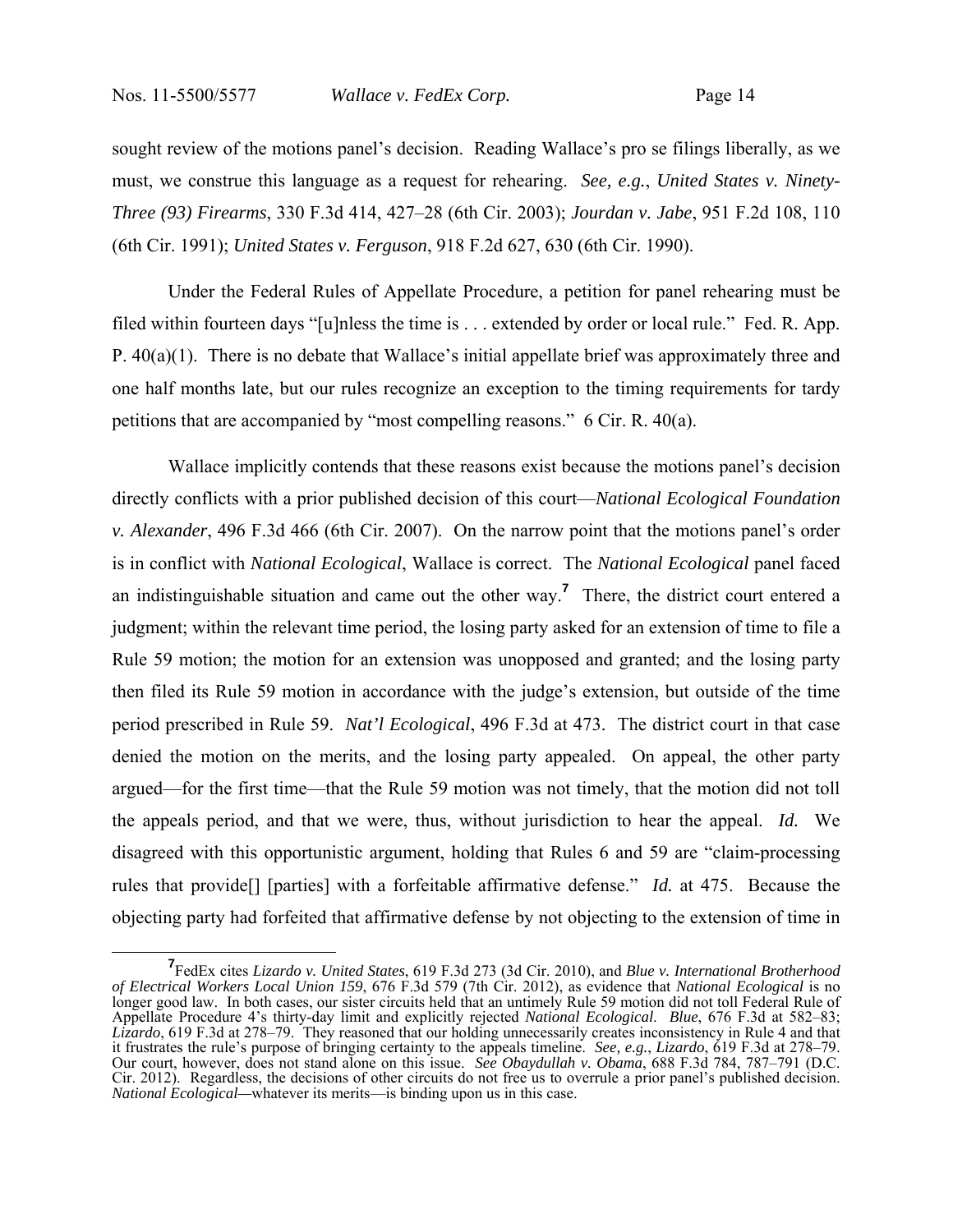sought review of the motions panel's decision. Reading Wallace's pro se filings liberally, as we must, we construe this language as a request for rehearing. *See, e.g.*, *United States v. Ninety-Three (93) Firearms*, 330 F.3d 414, 427–28 (6th Cir. 2003); *Jourdan v. Jabe*, 951 F.2d 108, 110 (6th Cir. 1991); *United States v. Ferguson*, 918 F.2d 627, 630 (6th Cir. 1990).

Under the Federal Rules of Appellate Procedure, a petition for panel rehearing must be filed within fourteen days "[u]nless the time is . . . extended by order or local rule." Fed. R. App. P. 40(a)(1). There is no debate that Wallace's initial appellate brief was approximately three and one half months late, but our rules recognize an exception to the timing requirements for tardy petitions that are accompanied by "most compelling reasons." 6 Cir. R. 40(a).

Wallace implicitly contends that these reasons exist because the motions panel's decision directly conflicts with a prior published decision of this court—*National Ecological Foundation v. Alexander*, 496 F.3d 466 (6th Cir. 2007). On the narrow point that the motions panel's order is in conflict with *National Ecological*, Wallace is correct. The *National Ecological* panel faced an indistinguishable situation and came out the other way.[7] There, the district court entered a judgment; within the relevant time period, the losing party asked for an extension of time to file a Rule 59 motion; the motion for an extension was unopposed and granted; and the losing party then filed its Rule 59 motion in accordance with the judge's extension, but outside of the time period prescribed in Rule 59. *Nat'l Ecological*, 496 F.3d at 473. The district court in that case denied the motion on the merits, and the losing party appealed. On appeal, the other party argued—for the first time—that the Rule 59 motion was not timely, that the motion did not toll the appeals period, and that we were, thus, without jurisdiction to hear the appeal. *Id.* We disagreed with this opportunistic argument, holding that Rules 6 and 59 are "claim-processing rules that provide[] [parties] with a forfeitable affirmative defense." *Id.* at 475. Because the objecting party had forfeited that affirmative defense by not objecting to the extension of time in

---

[7] FedEx cites *Lizardo v. United States*, 619 F.3d 273 (3d Cir. 2010), and *Blue v. International Brotherhood of Electrical Workers Local Union 159*, 676 F.3d 579 (7th Cir. 2012), as evidence that *National Ecological* is no longer good law. In both cases, our sister circuits held that an untimely Rule 59 motion did not toll Federal Rule of Appellate Procedure 4's thirty-day limit and explicitly rejected *National Ecological*. *Blue*, 676 F.3d at 582–83; *Lizardo*, 619 F.3d at 278–79. They reasoned that our holding unnecessarily creates inconsistency in Rule 4 and that it frustrates the rule's purpose of bringing certainty to the appeals timeline. *See, e.g.*, *Lizardo*, 619 F.3d at 278–79. Our court, however, does not stand alone on this issue. *See Obaydullah v. Obama*, 688 F.3d 784, 787–791 (D.C. Cir. 2012). Regardless, the decisions of other circuits do not free us to overrule a prior panel's published decision. *National Ecological*—whatever its merits—is binding upon us in this case.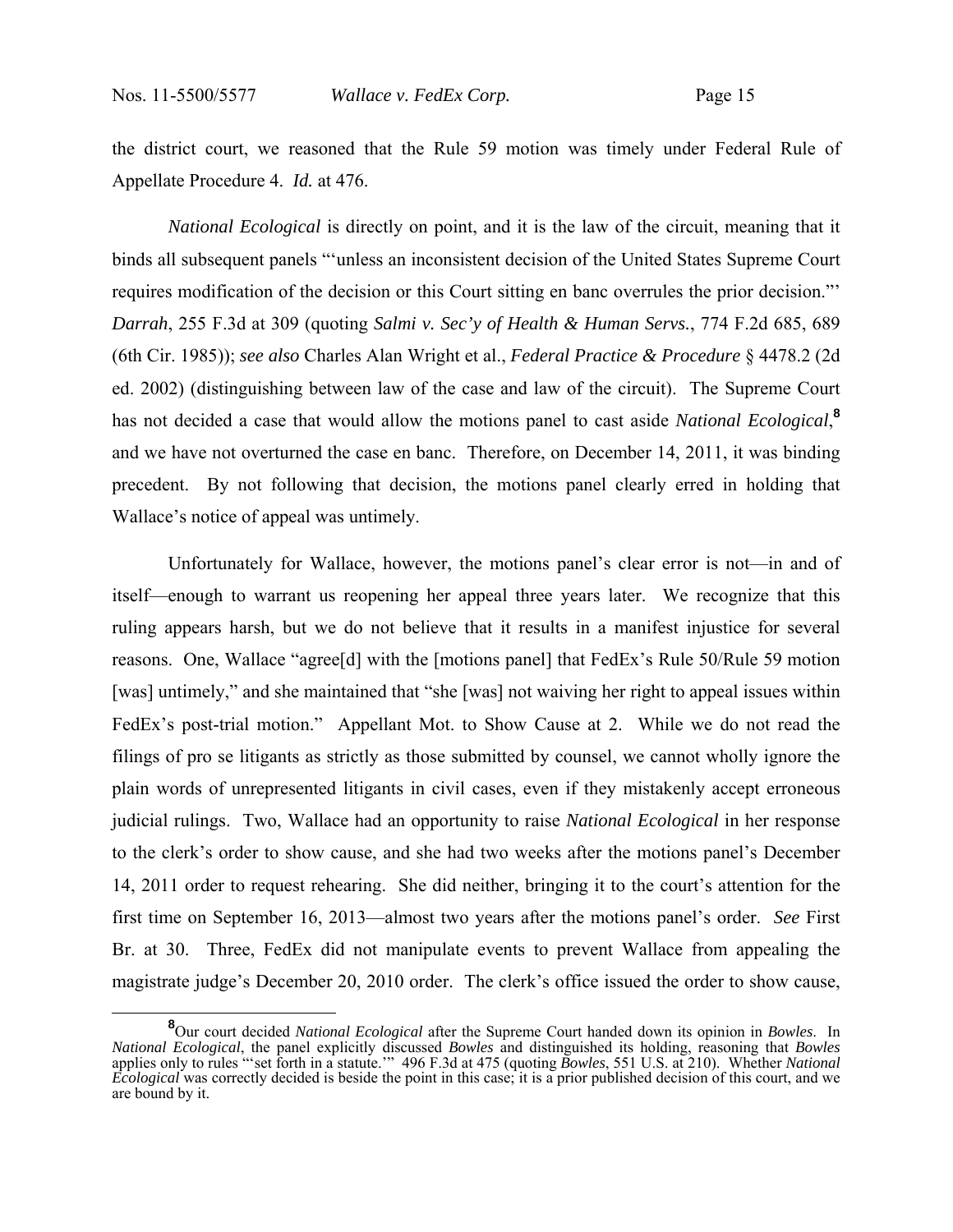the district court, we reasoned that the Rule 59 motion was timely under Federal Rule of Appellate Procedure 4. *Id.* at 476.

*National Ecological* is directly on point, and it is the law of the circuit, meaning that it binds all subsequent panels "'unless an inconsistent decision of the United States Supreme Court requires modification of the decision or this Court sitting en banc overrules the prior decision."' *Darrah*, 255 F.3d at 309 (quoting *Salmi v. Sec'y of Health & Human Servs.*, 774 F.2d 685, 689 (6th Cir. 1985)); *see also* Charles Alan Wright et al., *Federal Practice & Procedure* § 4478.2 (2d ed. 2002) (distinguishing between law of the case and law of the circuit). The Supreme Court has not decided a case that would allow the motions panel to cast aside *National Ecological*,[8] and we have not overturned the case en banc. Therefore, on December 14, 2011, it was binding precedent. By not following that decision, the motions panel clearly erred in holding that Wallace's notice of appeal was untimely.

Unfortunately for Wallace, however, the motions panel's clear error is not—in and of itself—enough to warrant us reopening her appeal three years later. We recognize that this ruling appears harsh, but we do not believe that it results in a manifest injustice for several reasons. One, Wallace "agree[d] with the [motions panel] that FedEx's Rule 50/Rule 59 motion [was] untimely," and she maintained that "she [was] not waiving her right to appeal issues within FedEx's post-trial motion." Appellant Mot. to Show Cause at 2. While we do not read the filings of pro se litigants as strictly as those submitted by counsel, we cannot wholly ignore the plain words of unrepresented litigants in civil cases, even if they mistakenly accept erroneous judicial rulings. Two, Wallace had an opportunity to raise *National Ecological* in her response to the clerk's order to show cause, and she had two weeks after the motions panel's December 14, 2011 order to request rehearing. She did neither, bringing it to the court's attention for the first time on September 16, 2013—almost two years after the motions panel's order. *See* First Br. at 30. Three, FedEx did not manipulate events to prevent Wallace from appealing the magistrate judge's December 20, 2010 order. The clerk's office issued the order to show cause,

[8] Our court decided *National Ecological* after the Supreme Court handed down its opinion in *Bowles*. In *National Ecological*, the panel explicitly discussed *Bowles* and distinguished its holding, reasoning that *Bowles* applies only to rules "'set forth in a statute.'" 496 F.3d at 475 (quoting *Bowles*, 551 U.S. at 210). Whether *National Ecological* was correctly decided is beside the point in this case; it is a prior published decision of this court, and we are bound by it.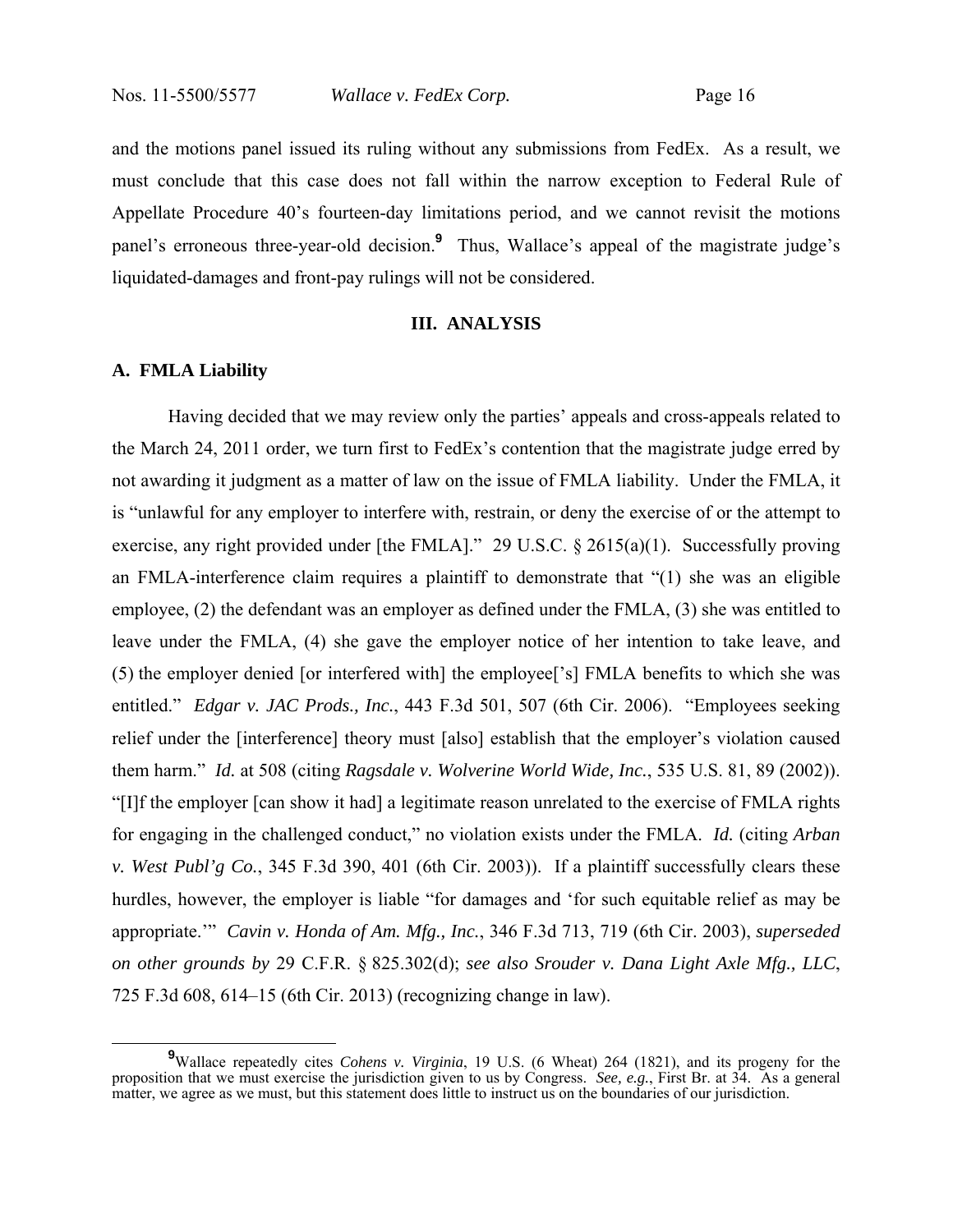and the motions panel issued its ruling without any submissions from FedEx. As a result, we must conclude that this case does not fall within the narrow exception to Federal Rule of Appellate Procedure 40's fourteen-day limitations period, and we cannot revisit the motions panel's erroneous three-year-old decision.[9] Thus, Wallace's appeal of the magistrate judge's liquidated-damages and front-pay rulings will not be considered.

## III. ANALYSIS

### A. FMLA Liability

Having decided that we may review only the parties' appeals and cross-appeals related to the March 24, 2011 order, we turn first to FedEx's contention that the magistrate judge erred by not awarding it judgment as a matter of law on the issue of FMLA liability. Under the FMLA, it is "unlawful for any employer to interfere with, restrain, or deny the exercise of or the attempt to exercise, any right provided under [the FMLA]." 29 U.S.C. § 2615(a)(1). Successfully proving an FMLA-interference claim requires a plaintiff to demonstrate that "(1) she was an eligible employee, (2) the defendant was an employer as defined under the FMLA, (3) she was entitled to leave under the FMLA, (4) she gave the employer notice of her intention to take leave, and (5) the employer denied [or interfered with] the employee['s] FMLA benefits to which she was entitled." *Edgar v. JAC Prods., Inc.*, 443 F.3d 501, 507 (6th Cir. 2006). "Employees seeking relief under the [interference] theory must [also] establish that the employer's violation caused them harm." *Id.* at 508 (citing *Ragsdale v. Wolverine World Wide, Inc.*, 535 U.S. 81, 89 (2002)). "[I]f the employer [can show it had] a legitimate reason unrelated to the exercise of FMLA rights for engaging in the challenged conduct," no violation exists under the FMLA. *Id.* (citing *Arban v. West Publ'g Co.*, 345 F.3d 390, 401 (6th Cir. 2003)). If a plaintiff successfully clears these hurdles, however, the employer is liable "for damages and 'for such equitable relief as may be appropriate.'" *Cavin v. Honda of Am. Mfg., Inc.*, 346 F.3d 713, 719 (6th Cir. 2003), *superseded on other grounds by* 29 C.F.R. § 825.302(d); *see also Srouder v. Dana Light Axle Mfg., LLC*, 725 F.3d 608, 614–15 (6th Cir. 2013) (recognizing change in law).

---

[9] Wallace repeatedly cites *Cohens v. Virginia*, 19 U.S. (6 Wheat) 264 (1821), and its progeny for the proposition that we must exercise the jurisdiction given to us by Congress. *See, e.g.*, First Br. at 34. As a general matter, we agree as we must, but this statement does little to instruct us on the boundaries of our jurisdiction.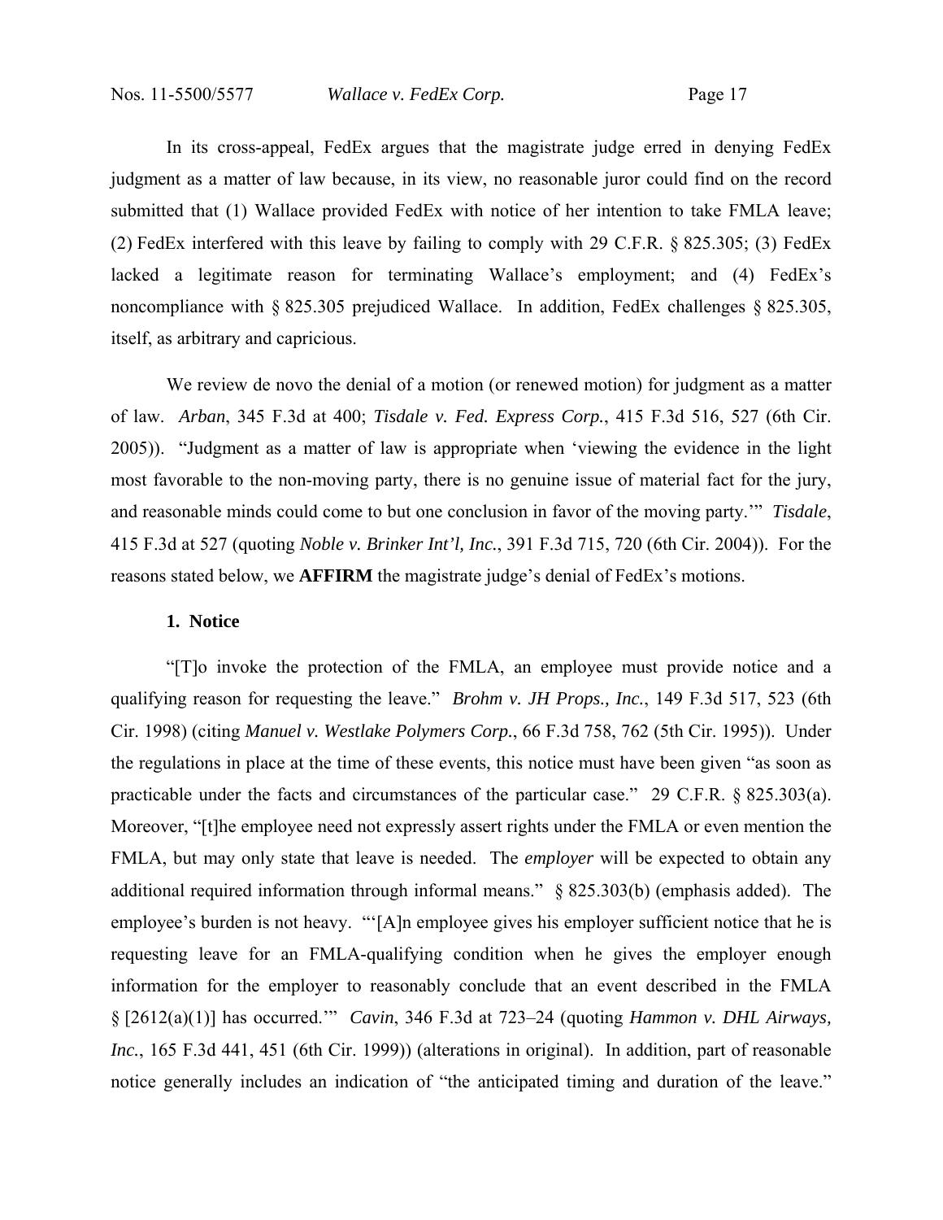In its cross-appeal, FedEx argues that the magistrate judge erred in denying FedEx judgment as a matter of law because, in its view, no reasonable juror could find on the record submitted that (1) Wallace provided FedEx with notice of her intention to take FMLA leave; (2) FedEx interfered with this leave by failing to comply with 29 C.F.R. § 825.305; (3) FedEx lacked a legitimate reason for terminating Wallace's employment; and (4) FedEx's noncompliance with § 825.305 prejudiced Wallace. In addition, FedEx challenges § 825.305, itself, as arbitrary and capricious.

We review de novo the denial of a motion (or renewed motion) for judgment as a matter of law. *Arban*, 345 F.3d at 400; *Tisdale v. Fed. Express Corp.*, 415 F.3d 516, 527 (6th Cir. 2005)). "Judgment as a matter of law is appropriate when 'viewing the evidence in the light most favorable to the non-moving party, there is no genuine issue of material fact for the jury, and reasonable minds could come to but one conclusion in favor of the moving party.'" *Tisdale*, 415 F.3d at 527 (quoting *Noble v. Brinker Int'l, Inc.*, 391 F.3d 715, 720 (6th Cir. 2004)). For the reasons stated below, we **AFFIRM** the magistrate judge's denial of FedEx's motions.

**1. Notice**

"[T]o invoke the protection of the FMLA, an employee must provide notice and a qualifying reason for requesting the leave." *Brohm v. JH Props., Inc.*, 149 F.3d 517, 523 (6th Cir. 1998) (citing *Manuel v. Westlake Polymers Corp.*, 66 F.3d 758, 762 (5th Cir. 1995)). Under the regulations in place at the time of these events, this notice must have been given "as soon as practicable under the facts and circumstances of the particular case." 29 C.F.R. § 825.303(a). Moreover, "[t]he employee need not expressly assert rights under the FMLA or even mention the FMLA, but may only state that leave is needed. The *employer* will be expected to obtain any additional required information through informal means." § 825.303(b) (emphasis added). The employee's burden is not heavy. "'[A]n employee gives his employer sufficient notice that he is requesting leave for an FMLA-qualifying condition when he gives the employer enough information for the employer to reasonably conclude that an event described in the FMLA § [2612(a)(1)] has occurred.'" *Cavin*, 346 F.3d at 723–24 (quoting *Hammon v. DHL Airways, Inc.*, 165 F.3d 441, 451 (6th Cir. 1999)) (alterations in original). In addition, part of reasonable notice generally includes an indication of "the anticipated timing and duration of the leave."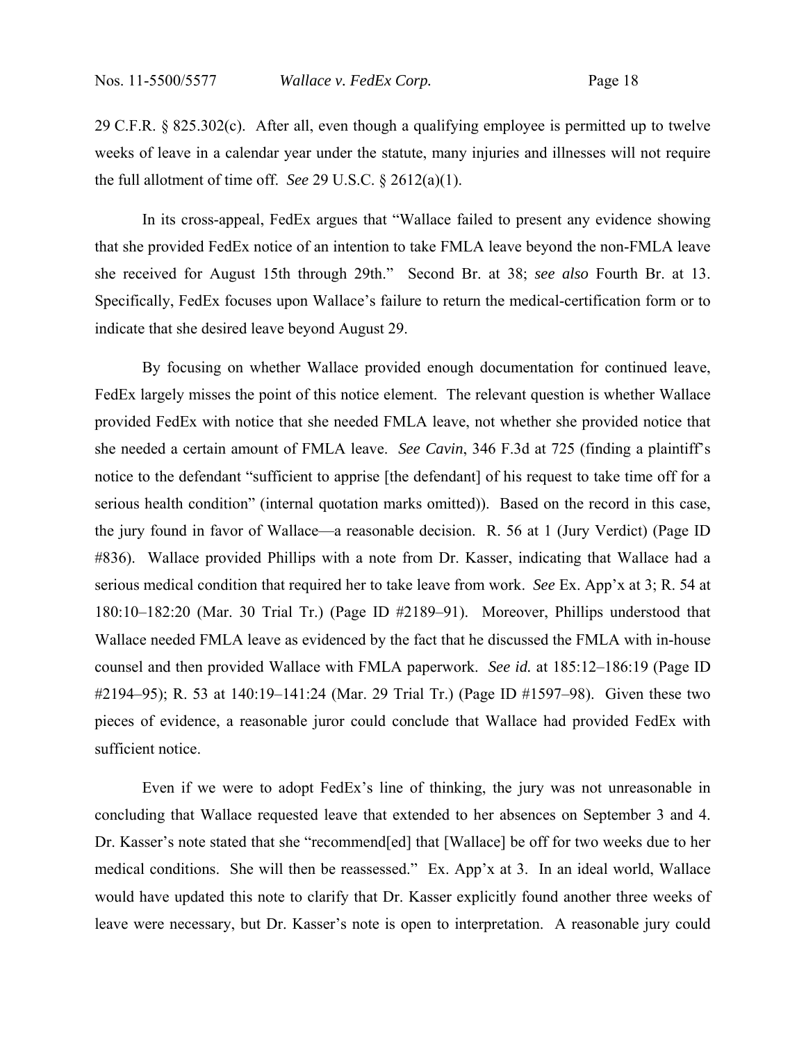29 C.F.R. § 825.302(c). After all, even though a qualifying employee is permitted up to twelve weeks of leave in a calendar year under the statute, many injuries and illnesses will not require the full allotment of time off. *See* 29 U.S.C. § 2612(a)(1).

In its cross-appeal, FedEx argues that "Wallace failed to present any evidence showing that she provided FedEx notice of an intention to take FMLA leave beyond the non-FMLA leave she received for August 15th through 29th." Second Br. at 38; *see also* Fourth Br. at 13. Specifically, FedEx focuses upon Wallace's failure to return the medical-certification form or to indicate that she desired leave beyond August 29.

By focusing on whether Wallace provided enough documentation for continued leave, FedEx largely misses the point of this notice element. The relevant question is whether Wallace provided FedEx with notice that she needed FMLA leave, not whether she provided notice that she needed a certain amount of FMLA leave. *See Cavin*, 346 F.3d at 725 (finding a plaintiff's notice to the defendant "sufficient to apprise [the defendant] of his request to take time off for a serious health condition" (internal quotation marks omitted)). Based on the record in this case, the jury found in favor of Wallace—a reasonable decision. R. 56 at 1 (Jury Verdict) (Page ID #836). Wallace provided Phillips with a note from Dr. Kasser, indicating that Wallace had a serious medical condition that required her to take leave from work. *See* Ex. App'x at 3; R. 54 at 180:10–182:20 (Mar. 30 Trial Tr.) (Page ID #2189–91). Moreover, Phillips understood that Wallace needed FMLA leave as evidenced by the fact that he discussed the FMLA with in-house counsel and then provided Wallace with FMLA paperwork. *See id.* at 185:12–186:19 (Page ID #2194–95); R. 53 at 140:19–141:24 (Mar. 29 Trial Tr.) (Page ID #1597–98). Given these two pieces of evidence, a reasonable juror could conclude that Wallace had provided FedEx with sufficient notice.

Even if we were to adopt FedEx's line of thinking, the jury was not unreasonable in concluding that Wallace requested leave that extended to her absences on September 3 and 4. Dr. Kasser's note stated that she "recommend[ed] that [Wallace] be off for two weeks due to her medical conditions. She will then be reassessed." Ex. App'x at 3. In an ideal world, Wallace would have updated this note to clarify that Dr. Kasser explicitly found another three weeks of leave were necessary, but Dr. Kasser's note is open to interpretation. A reasonable jury could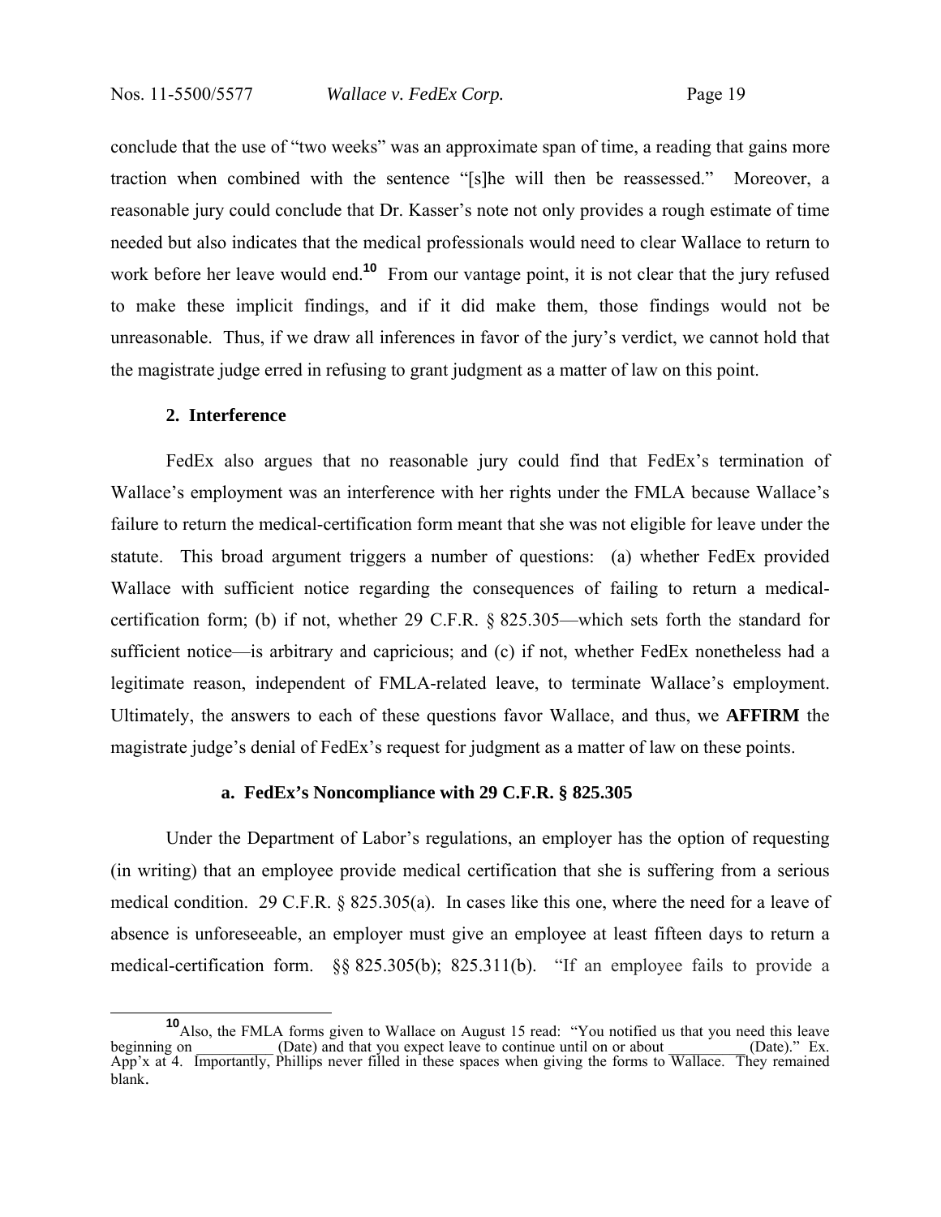conclude that the use of "two weeks" was an approximate span of time, a reading that gains more traction when combined with the sentence "[s]he will then be reassessed." Moreover, a reasonable jury could conclude that Dr. Kasser's note not only provides a rough estimate of time needed but also indicates that the medical professionals would need to clear Wallace to return to work before her leave would end.[10] From our vantage point, it is not clear that the jury refused to make these implicit findings, and if it did make them, those findings would not be unreasonable. Thus, if we draw all inferences in favor of the jury's verdict, we cannot hold that the magistrate judge erred in refusing to grant judgment as a matter of law on this point.

### 2. Interference

FedEx also argues that no reasonable jury could find that FedEx's termination of Wallace's employment was an interference with her rights under the FMLA because Wallace's failure to return the medical-certification form meant that she was not eligible for leave under the statute. This broad argument triggers a number of questions: (a) whether FedEx provided Wallace with sufficient notice regarding the consequences of failing to return a medical-certification form; (b) if not, whether 29 C.F.R. § 825.305—which sets forth the standard for sufficient notice—is arbitrary and capricious; and (c) if not, whether FedEx nonetheless had a legitimate reason, independent of FMLA-related leave, to terminate Wallace's employment. Ultimately, the answers to each of these questions favor Wallace, and thus, we **AFFIRM** the magistrate judge's denial of FedEx's request for judgment as a matter of law on these points.

#### a. FedEx's Noncompliance with 29 C.F.R. § 825.305

Under the Department of Labor's regulations, an employer has the option of requesting (in writing) that an employee provide medical certification that she is suffering from a serious medical condition. 29 C.F.R. § 825.305(a). In cases like this one, where the need for a leave of absence is unforeseeable, an employer must give an employee at least fifteen days to return a medical-certification form. §§ 825.305(b); 825.311(b). "If an employee fails to provide a

---

[10] Also, the FMLA forms given to Wallace on August 15 read: "You notified us that you need this leave beginning on __________ (Date) and that you expect leave to continue until on or about __________ (Date)." Ex. App'x at 4. Importantly, Phillips never filled in these spaces when giving the forms to Wallace. They remained blank.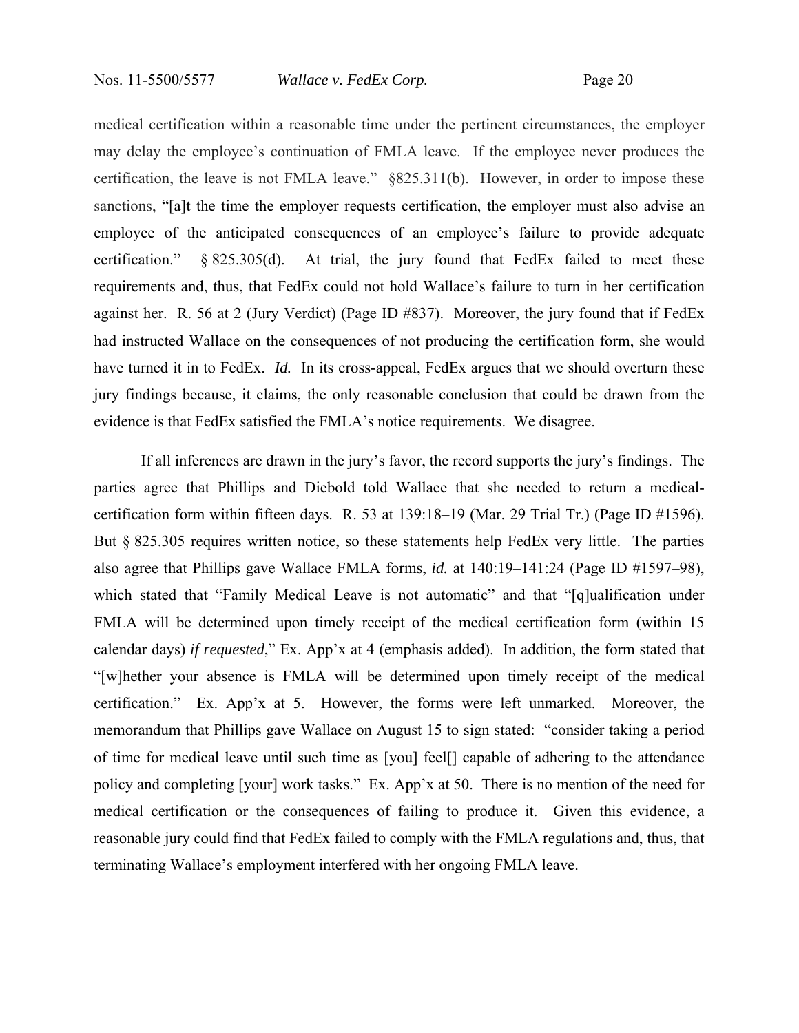medical certification within a reasonable time under the pertinent circumstances, the employer may delay the employee's continuation of FMLA leave. If the employee never produces the certification, the leave is not FMLA leave." §825.311(b). However, in order to impose these sanctions, "[a]t the time the employer requests certification, the employer must also advise an employee of the anticipated consequences of an employee's failure to provide adequate certification." § 825.305(d). At trial, the jury found that FedEx failed to meet these requirements and, thus, that FedEx could not hold Wallace's failure to turn in her certification against her. R. 56 at 2 (Jury Verdict) (Page ID #837). Moreover, the jury found that if FedEx had instructed Wallace on the consequences of not producing the certification form, she would have turned it in to FedEx. *Id.* In its cross-appeal, FedEx argues that we should overturn these jury findings because, it claims, the only reasonable conclusion that could be drawn from the evidence is that FedEx satisfied the FMLA's notice requirements. We disagree.

If all inferences are drawn in the jury's favor, the record supports the jury's findings. The parties agree that Phillips and Diebold told Wallace that she needed to return a medical-certification form within fifteen days. R. 53 at 139:18–19 (Mar. 29 Trial Tr.) (Page ID #1596). But § 825.305 requires written notice, so these statements help FedEx very little. The parties also agree that Phillips gave Wallace FMLA forms, *id.* at 140:19–141:24 (Page ID #1597–98), which stated that "Family Medical Leave is not automatic" and that "[q]ualification under FMLA will be determined upon timely receipt of the medical certification form (within 15 calendar days) *if requested*," Ex. App'x at 4 (emphasis added). In addition, the form stated that "[w]hether your absence is FMLA will be determined upon timely receipt of the medical certification." Ex. App'x at 5. However, the forms were left unmarked. Moreover, the memorandum that Phillips gave Wallace on August 15 to sign stated: "consider taking a period of time for medical leave until such time as [you] feel[] capable of adhering to the attendance policy and completing [your] work tasks." Ex. App'x at 50. There is no mention of the need for medical certification or the consequences of failing to produce it. Given this evidence, a reasonable jury could find that FedEx failed to comply with the FMLA regulations and, thus, that terminating Wallace's employment interfered with her ongoing FMLA leave.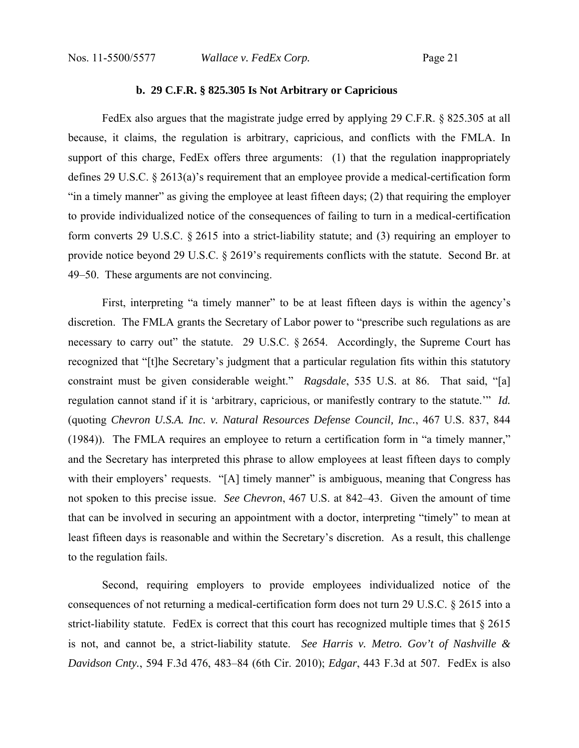### b. 29 C.F.R. § 825.305 Is Not Arbitrary or Capricious

FedEx also argues that the magistrate judge erred by applying 29 C.F.R. § 825.305 at all because, it claims, the regulation is arbitrary, capricious, and conflicts with the FMLA. In support of this charge, FedEx offers three arguments: (1) that the regulation inappropriately defines 29 U.S.C. § 2613(a)'s requirement that an employee provide a medical-certification form "in a timely manner" as giving the employee at least fifteen days; (2) that requiring the employer to provide individualized notice of the consequences of failing to turn in a medical-certification form converts 29 U.S.C. § 2615 into a strict-liability statute; and (3) requiring an employer to provide notice beyond 29 U.S.C. § 2619's requirements conflicts with the statute. Second Br. at 49–50. These arguments are not convincing.

First, interpreting "a timely manner" to be at least fifteen days is within the agency's discretion. The FMLA grants the Secretary of Labor power to "prescribe such regulations as are necessary to carry out" the statute. 29 U.S.C. § 2654. Accordingly, the Supreme Court has recognized that "[t]he Secretary's judgment that a particular regulation fits within this statutory constraint must be given considerable weight." *Ragsdale*, 535 U.S. at 86. That said, "[a] regulation cannot stand if it is 'arbitrary, capricious, or manifestly contrary to the statute.'" *Id.* (quoting *Chevron U.S.A. Inc. v. Natural Resources Defense Council, Inc.*, 467 U.S. 837, 844 (1984)). The FMLA requires an employee to return a certification form in "a timely manner," and the Secretary has interpreted this phrase to allow employees at least fifteen days to comply with their employers' requests. "[A] timely manner" is ambiguous, meaning that Congress has not spoken to this precise issue. *See Chevron*, 467 U.S. at 842–43. Given the amount of time that can be involved in securing an appointment with a doctor, interpreting "timely" to mean at least fifteen days is reasonable and within the Secretary's discretion. As a result, this challenge to the regulation fails.

Second, requiring employers to provide employees individualized notice of the consequences of not returning a medical-certification form does not turn 29 U.S.C. § 2615 into a strict-liability statute. FedEx is correct that this court has recognized multiple times that § 2615 is not, and cannot be, a strict-liability statute. *See Harris v. Metro. Gov't of Nashville & Davidson Cnty.*, 594 F.3d 476, 483–84 (6th Cir. 2010); *Edgar*, 443 F.3d at 507. FedEx is also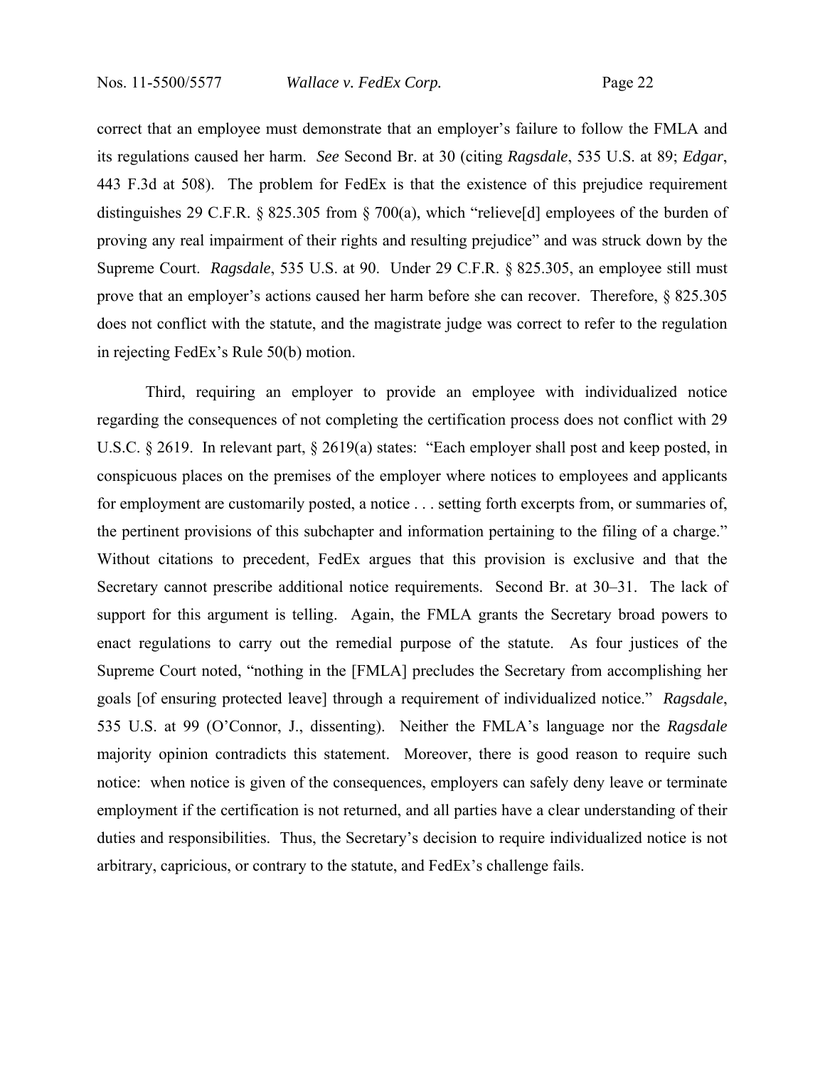correct that an employee must demonstrate that an employer's failure to follow the FMLA and its regulations caused her harm. *See* Second Br. at 30 (citing *Ragsdale*, 535 U.S. at 89; *Edgar*, 443 F.3d at 508). The problem for FedEx is that the existence of this prejudice requirement distinguishes 29 C.F.R. § 825.305 from § 700(a), which "relieve[d] employees of the burden of proving any real impairment of their rights and resulting prejudice" and was struck down by the Supreme Court. *Ragsdale*, 535 U.S. at 90. Under 29 C.F.R. § 825.305, an employee still must prove that an employer's actions caused her harm before she can recover. Therefore, § 825.305 does not conflict with the statute, and the magistrate judge was correct to refer to the regulation in rejecting FedEx's Rule 50(b) motion.

Third, requiring an employer to provide an employee with individualized notice regarding the consequences of not completing the certification process does not conflict with 29 U.S.C. § 2619. In relevant part, § 2619(a) states: "Each employer shall post and keep posted, in conspicuous places on the premises of the employer where notices to employees and applicants for employment are customarily posted, a notice . . . setting forth excerpts from, or summaries of, the pertinent provisions of this subchapter and information pertaining to the filing of a charge." Without citations to precedent, FedEx argues that this provision is exclusive and that the Secretary cannot prescribe additional notice requirements. Second Br. at 30–31. The lack of support for this argument is telling. Again, the FMLA grants the Secretary broad powers to enact regulations to carry out the remedial purpose of the statute. As four justices of the Supreme Court noted, "nothing in the [FMLA] precludes the Secretary from accomplishing her goals [of ensuring protected leave] through a requirement of individualized notice." *Ragsdale*, 535 U.S. at 99 (O'Connor, J., dissenting). Neither the FMLA's language nor the *Ragsdale* majority opinion contradicts this statement. Moreover, there is good reason to require such notice: when notice is given of the consequences, employers can safely deny leave or terminate employment if the certification is not returned, and all parties have a clear understanding of their duties and responsibilities. Thus, the Secretary's decision to require individualized notice is not arbitrary, capricious, or contrary to the statute, and FedEx's challenge fails.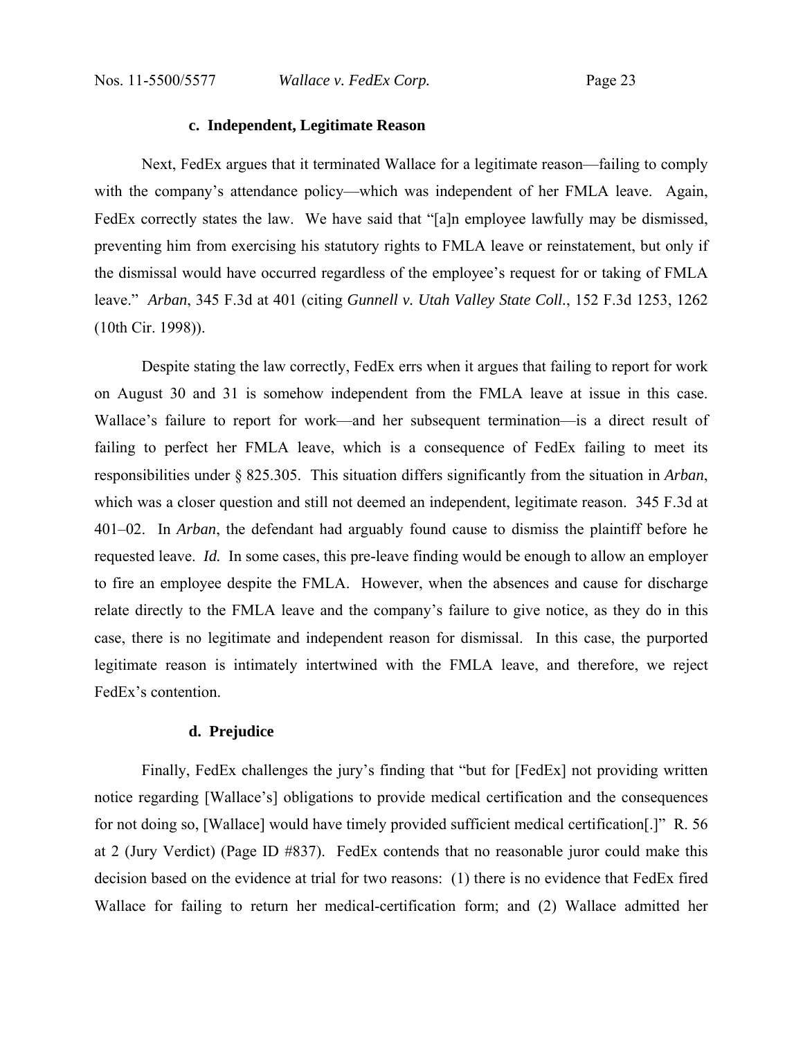#### c. Independent, Legitimate Reason

Next, FedEx argues that it terminated Wallace for a legitimate reason—failing to comply with the company's attendance policy—which was independent of her FMLA leave. Again, FedEx correctly states the law. We have said that "[a]n employee lawfully may be dismissed, preventing him from exercising his statutory rights to FMLA leave or reinstatement, but only if the dismissal would have occurred regardless of the employee's request for or taking of FMLA leave." *Arban*, 345 F.3d at 401 (citing *Gunnell v. Utah Valley State Coll.*, 152 F.3d 1253, 1262 (10th Cir. 1998)).

Despite stating the law correctly, FedEx errs when it argues that failing to report for work on August 30 and 31 is somehow independent from the FMLA leave at issue in this case. Wallace's failure to report for work—and her subsequent termination—is a direct result of failing to perfect her FMLA leave, which is a consequence of FedEx failing to meet its responsibilities under § 825.305. This situation differs significantly from the situation in *Arban*, which was a closer question and still not deemed an independent, legitimate reason. 345 F.3d at 401–02. In *Arban*, the defendant had arguably found cause to dismiss the plaintiff before he requested leave. *Id.* In some cases, this pre-leave finding would be enough to allow an employer to fire an employee despite the FMLA. However, when the absences and cause for discharge relate directly to the FMLA leave and the company's failure to give notice, as they do in this case, there is no legitimate and independent reason for dismissal. In this case, the purported legitimate reason is intimately intertwined with the FMLA leave, and therefore, we reject FedEx's contention.

#### d. Prejudice

Finally, FedEx challenges the jury's finding that "but for [FedEx] not providing written notice regarding [Wallace's] obligations to provide medical certification and the consequences for not doing so, [Wallace] would have timely provided sufficient medical certification[.]" R. 56 at 2 (Jury Verdict) (Page ID #837). FedEx contends that no reasonable juror could make this decision based on the evidence at trial for two reasons: (1) there is no evidence that FedEx fired Wallace for failing to return her medical-certification form; and (2) Wallace admitted her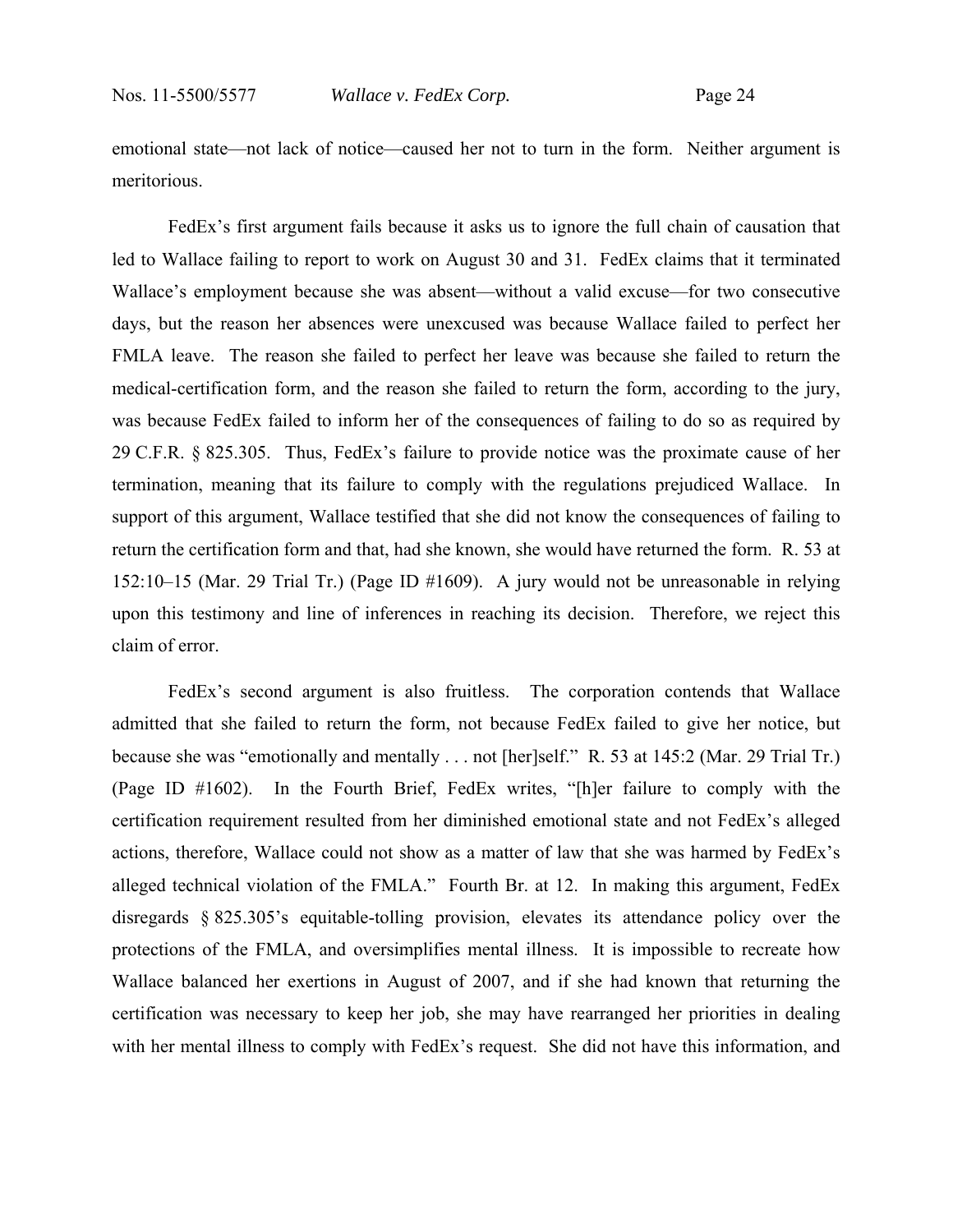emotional state—not lack of notice—caused her not to turn in the form. Neither argument is meritorious.

FedEx's first argument fails because it asks us to ignore the full chain of causation that led to Wallace failing to report to work on August 30 and 31. FedEx claims that it terminated Wallace's employment because she was absent—without a valid excuse—for two consecutive days, but the reason her absences were unexcused was because Wallace failed to perfect her FMLA leave. The reason she failed to perfect her leave was because she failed to return the medical-certification form, and the reason she failed to return the form, according to the jury, was because FedEx failed to inform her of the consequences of failing to do so as required by 29 C.F.R. § 825.305. Thus, FedEx's failure to provide notice was the proximate cause of her termination, meaning that its failure to comply with the regulations prejudiced Wallace. In support of this argument, Wallace testified that she did not know the consequences of failing to return the certification form and that, had she known, she would have returned the form. R. 53 at 152:10–15 (Mar. 29 Trial Tr.) (Page ID #1609). A jury would not be unreasonable in relying upon this testimony and line of inferences in reaching its decision. Therefore, we reject this claim of error.

FedEx's second argument is also fruitless. The corporation contends that Wallace admitted that she failed to return the form, not because FedEx failed to give her notice, but because she was "emotionally and mentally . . . not [her]self." R. 53 at 145:2 (Mar. 29 Trial Tr.) (Page ID #1602). In the Fourth Brief, FedEx writes, "[h]er failure to comply with the certification requirement resulted from her diminished emotional state and not FedEx's alleged actions, therefore, Wallace could not show as a matter of law that she was harmed by FedEx's alleged technical violation of the FMLA." Fourth Br. at 12. In making this argument, FedEx disregards § 825.305's equitable-tolling provision, elevates its attendance policy over the protections of the FMLA, and oversimplifies mental illness. It is impossible to recreate how Wallace balanced her exertions in August of 2007, and if she had known that returning the certification was necessary to keep her job, she may have rearranged her priorities in dealing with her mental illness to comply with FedEx's request. She did not have this information, and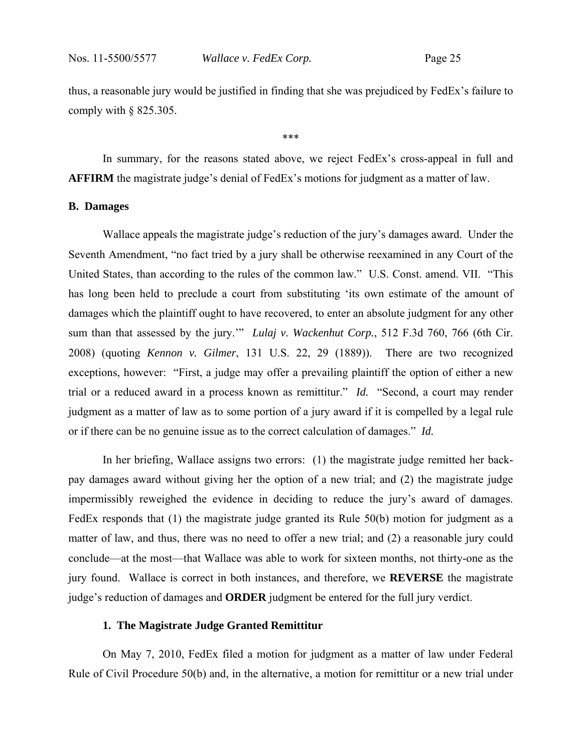thus, a reasonable jury would be justified in finding that she was prejudiced by FedEx's failure to comply with § 825.305.

\*\*\*

In summary, for the reasons stated above, we reject FedEx's cross-appeal in full and **AFFIRM** the magistrate judge's denial of FedEx's motions for judgment as a matter of law.

### B. Damages

Wallace appeals the magistrate judge's reduction of the jury's damages award. Under the Seventh Amendment, "no fact tried by a jury shall be otherwise reexamined in any Court of the United States, than according to the rules of the common law." U.S. Const. amend. VII. "This has long been held to preclude a court from substituting 'its own estimate of the amount of damages which the plaintiff ought to have recovered, to enter an absolute judgment for any other sum than that assessed by the jury.'" *Lulaj v. Wackenhut Corp.*, 512 F.3d 760, 766 (6th Cir. 2008) (quoting *Kennon v. Gilmer*, 131 U.S. 22, 29 (1889)). There are two recognized exceptions, however: "First, a judge may offer a prevailing plaintiff the option of either a new trial or a reduced award in a process known as remittitur." *Id.* "Second, a court may render judgment as a matter of law as to some portion of a jury award if it is compelled by a legal rule or if there can be no genuine issue as to the correct calculation of damages." *Id.*

In her briefing, Wallace assigns two errors: (1) the magistrate judge remitted her back-pay damages award without giving her the option of a new trial; and (2) the magistrate judge impermissibly reweighed the evidence in deciding to reduce the jury's award of damages. FedEx responds that (1) the magistrate judge granted its Rule 50(b) motion for judgment as a matter of law, and thus, there was no need to offer a new trial; and (2) a reasonable jury could conclude—at the most—that Wallace was able to work for sixteen months, not thirty-one as the jury found. Wallace is correct in both instances, and therefore, we **REVERSE** the magistrate judge's reduction of damages and **ORDER** judgment be entered for the full jury verdict.

#### 1. The Magistrate Judge Granted Remittitur

On May 7, 2010, FedEx filed a motion for judgment as a matter of law under Federal Rule of Civil Procedure 50(b) and, in the alternative, a motion for remittitur or a new trial under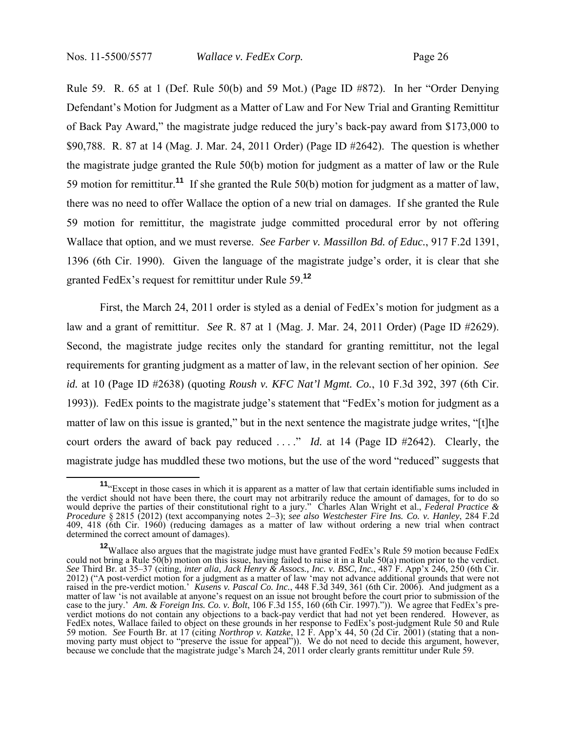Rule 59. R. 65 at 1 (Def. Rule 50(b) and 59 Mot.) (Page ID #872). In her "Order Denying Defendant's Motion for Judgment as a Matter of Law and For New Trial and Granting Remittitur of Back Pay Award," the magistrate judge reduced the jury's back-pay award from $173,000 to $90,788. R. 87 at 14 (Mag. J. Mar. 24, 2011 Order) (Page ID #2642). The question is whether the magistrate judge granted the Rule 50(b) motion for judgment as a matter of law or the Rule 59 motion for remittitur.[11] If she granted the Rule 50(b) motion for judgment as a matter of law, there was no need to offer Wallace the option of a new trial on damages. If she granted the Rule 59 motion for remittitur, the magistrate judge committed procedural error by not offering Wallace that option, and we must reverse. *See Farber v. Massillon Bd. of Educ.*, 917 F.2d 1391, 1396 (6th Cir. 1990). Given the language of the magistrate judge's order, it is clear that she granted FedEx's request for remittitur under Rule 59.[12]

First, the March 24, 2011 order is styled as a denial of FedEx's motion for judgment as a law and a grant of remittitur. *See* R. 87 at 1 (Mag. J. Mar. 24, 2011 Order) (Page ID #2629). Second, the magistrate judge recites only the standard for granting remittitur, not the legal requirements for granting judgment as a matter of law, in the relevant section of her opinion. *See id.* at 10 (Page ID #2638) (quoting *Roush v. KFC Nat'l Mgmt. Co.*, 10 F.3d 392, 397 (6th Cir. 1993)). FedEx points to the magistrate judge's statement that "FedEx's motion for judgment as a matter of law on this issue is granted," but in the next sentence the magistrate judge writes, "[t]he court orders the award of back pay reduced . . . ." *Id.* at 14 (Page ID #2642). Clearly, the magistrate judge has muddled these two motions, but the use of the word "reduced" suggests that

---

[11] "Except in those cases in which it is apparent as a matter of law that certain identifiable sums included in the verdict should not have been there, the court may not arbitrarily reduce the amount of damages, for to do so would deprive the parties of their constitutional right to a jury." Charles Alan Wright et al., *Federal Practice & Procedure* § 2815 (2012) (text accompanying notes 2–3); *see also Westchester Fire Ins. Co. v. Hanley*, 284 F.2d 409, 418 (6th Cir. 1960) (reducing damages as a matter of law without ordering a new trial when contract determined the correct amount of damages).

[12] Wallace also argues that the magistrate judge must have granted FedEx's Rule 59 motion because FedEx could not bring a Rule 50(b) motion on this issue, having failed to raise it in a Rule 50(a) motion prior to the verdict. *See* Third Br. at 35–37 (citing, *inter alia*, *Jack Henry & Assocs., Inc. v. BSC, Inc.*, 487 F. App'x 246, 250 (6th Cir. 2012) ("A post-verdict motion for a judgment as a matter of law 'may not advance additional grounds that were not raised in the pre-verdict motion.' *Kusens v. Pascal Co. Inc.*, 448 F.3d 349, 361 (6th Cir. 2006). And judgment as a matter of law 'is not available at anyone's request on an issue not brought before the court prior to submission of the case to the jury.' *Am. & Foreign Ins. Co. v. Bolt*, 106 F.3d 155, 160 (6th Cir. 1997).")). We agree that FedEx's pre-verdict motions do not contain any objections to a back-pay verdict that had not yet been rendered. However, as FedEx notes, Wallace failed to object on these grounds in her response to FedEx's post-judgment Rule 50 and Rule 59 motion. *See* Fourth Br. at 17 (citing *Northrop v. Katzke*, 12 F. App'x 44, 50 (2d Cir. 2001) (stating that a non-moving party must object to "preserve the issue for appeal")). We do not need to decide this argument, however, because we conclude that the magistrate judge's March 24, 2011 order clearly grants remittitur under Rule 59.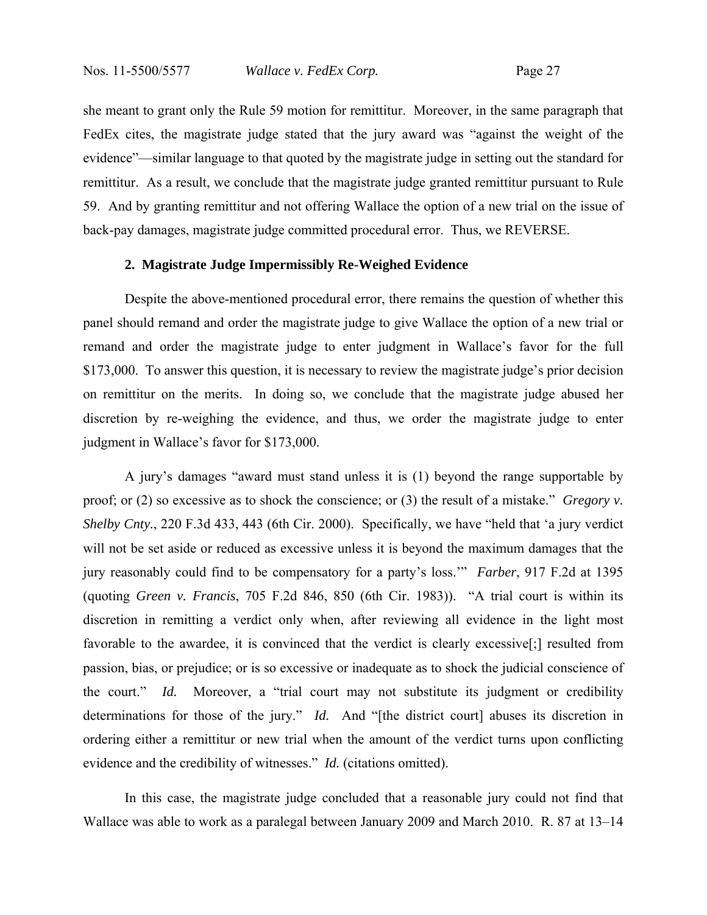she meant to grant only the Rule 59 motion for remittitur. Moreover, in the same paragraph that FedEx cites, the magistrate judge stated that the jury award was "against the weight of the evidence"—similar language to that quoted by the magistrate judge in setting out the standard for remittitur. As a result, we conclude that the magistrate judge granted remittitur pursuant to Rule 59. And by granting remittitur and not offering Wallace the option of a new trial on the issue of back-pay damages, magistrate judge committed procedural error. Thus, we REVERSE.

### 2. Magistrate Judge Impermissibly Re-Weighed Evidence

Despite the above-mentioned procedural error, there remains the question of whether this panel should remand and order the magistrate judge to give Wallace the option of a new trial or remand and order the magistrate judge to enter judgment in Wallace's favor for the full $173,000. To answer this question, it is necessary to review the magistrate judge's prior decision on remittitur on the merits. In doing so, we conclude that the magistrate judge abused her discretion by re-weighing the evidence, and thus, we order the magistrate judge to enter judgment in Wallace's favor for $173,000.

A jury's damages "award must stand unless it is (1) beyond the range supportable by proof; or (2) so excessive as to shock the conscience; or (3) the result of a mistake." *Gregory v. Shelby Cnty.*, 220 F.3d 433, 443 (6th Cir. 2000). Specifically, we have "held that 'a jury verdict will not be set aside or reduced as excessive unless it is beyond the maximum damages that the jury reasonably could find to be compensatory for a party's loss.'" *Farber*, 917 F.2d at 1395 (quoting *Green v. Francis*, 705 F.2d 846, 850 (6th Cir. 1983)). "A trial court is within its discretion in remitting a verdict only when, after reviewing all evidence in the light most favorable to the awardee, it is convinced that the verdict is clearly excessive[;] resulted from passion, bias, or prejudice; or is so excessive or inadequate as to shock the judicial conscience of the court." *Id.* Moreover, a "trial court may not substitute its judgment or credibility determinations for those of the jury." *Id.* And "[the district court] abuses its discretion in ordering either a remittitur or new trial when the amount of the verdict turns upon conflicting evidence and the credibility of witnesses." *Id.* (citations omitted).

In this case, the magistrate judge concluded that a reasonable jury could not find that Wallace was able to work as a paralegal between January 2009 and March 2010. R. 87 at 13–14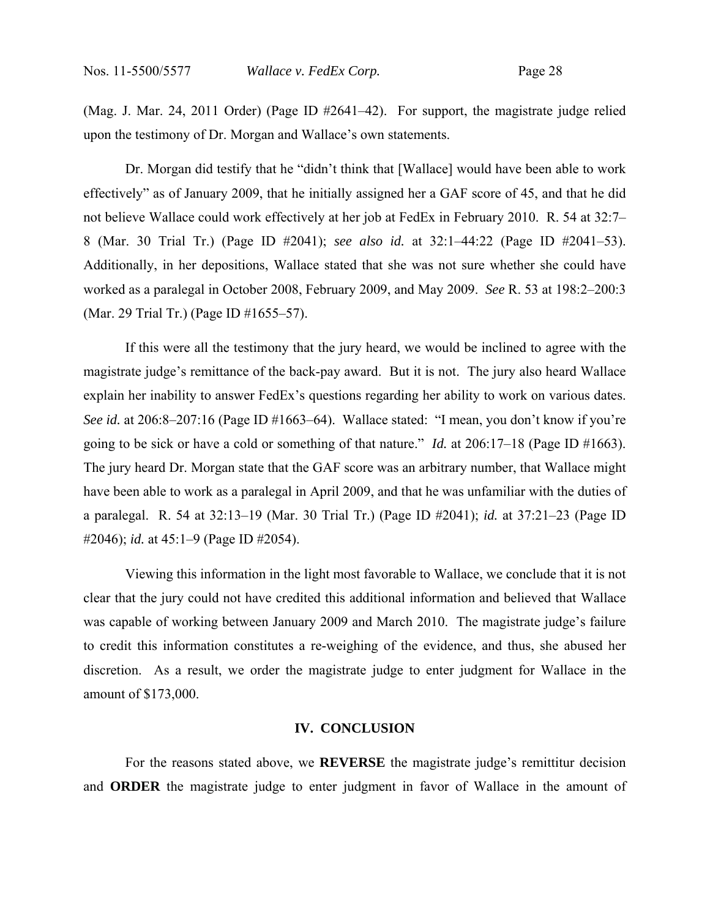(Mag. J. Mar. 24, 2011 Order) (Page ID #2641–42). For support, the magistrate judge relied upon the testimony of Dr. Morgan and Wallace's own statements.

Dr. Morgan did testify that he "didn't think that [Wallace] would have been able to work effectively" as of January 2009, that he initially assigned her a GAF score of 45, and that he did not believe Wallace could work effectively at her job at FedEx in February 2010. R. 54 at 32:7–8 (Mar. 30 Trial Tr.) (Page ID #2041); *see also id.* at 32:1–44:22 (Page ID #2041–53). Additionally, in her depositions, Wallace stated that she was not sure whether she could have worked as a paralegal in October 2008, February 2009, and May 2009. *See* R. 53 at 198:2–200:3 (Mar. 29 Trial Tr.) (Page ID #1655–57).

If this were all the testimony that the jury heard, we would be inclined to agree with the magistrate judge's remittance of the back-pay award. But it is not. The jury also heard Wallace explain her inability to answer FedEx's questions regarding her ability to work on various dates. *See id.* at 206:8–207:16 (Page ID #1663–64). Wallace stated: "I mean, you don't know if you're going to be sick or have a cold or something of that nature." *Id.* at 206:17–18 (Page ID #1663). The jury heard Dr. Morgan state that the GAF score was an arbitrary number, that Wallace might have been able to work as a paralegal in April 2009, and that he was unfamiliar with the duties of a paralegal. R. 54 at 32:13–19 (Mar. 30 Trial Tr.) (Page ID #2041); *id.* at 37:21–23 (Page ID #2046); *id.* at 45:1–9 (Page ID #2054).

Viewing this information in the light most favorable to Wallace, we conclude that it is not clear that the jury could not have credited this additional information and believed that Wallace was capable of working between January 2009 and March 2010. The magistrate judge's failure to credit this information constitutes a re-weighing of the evidence, and thus, she abused her discretion. As a result, we order the magistrate judge to enter judgment for Wallace in the amount of $173,000.

## IV. CONCLUSION

For the reasons stated above, we **REVERSE** the magistrate judge's remittitur decision and **ORDER** the magistrate judge to enter judgment in favor of Wallace in the amount of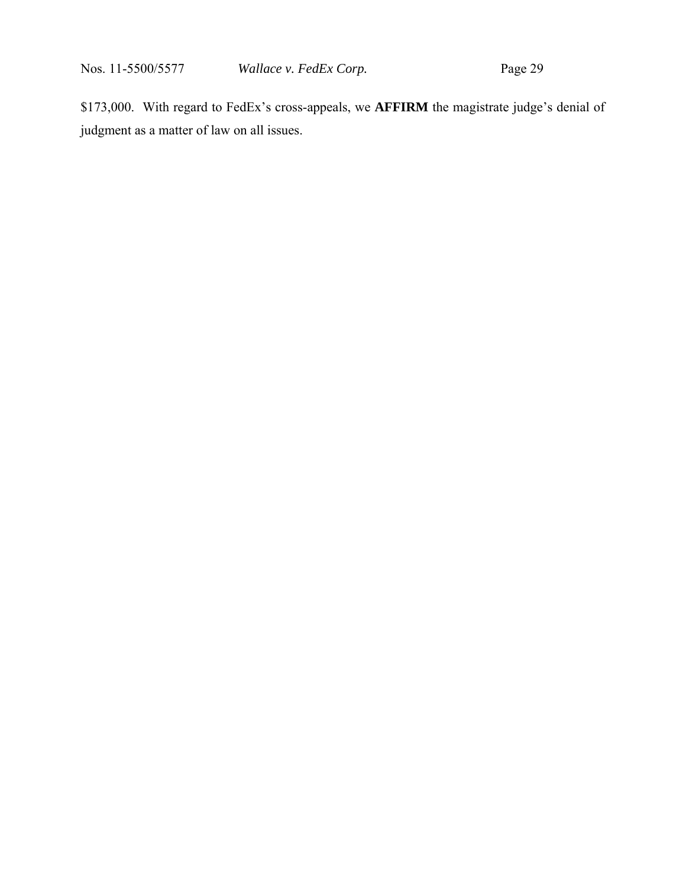$173,000. With regard to FedEx's cross-appeals, we **AFFIRM** the magistrate judge's denial of judgment as a matter of law on all issues.